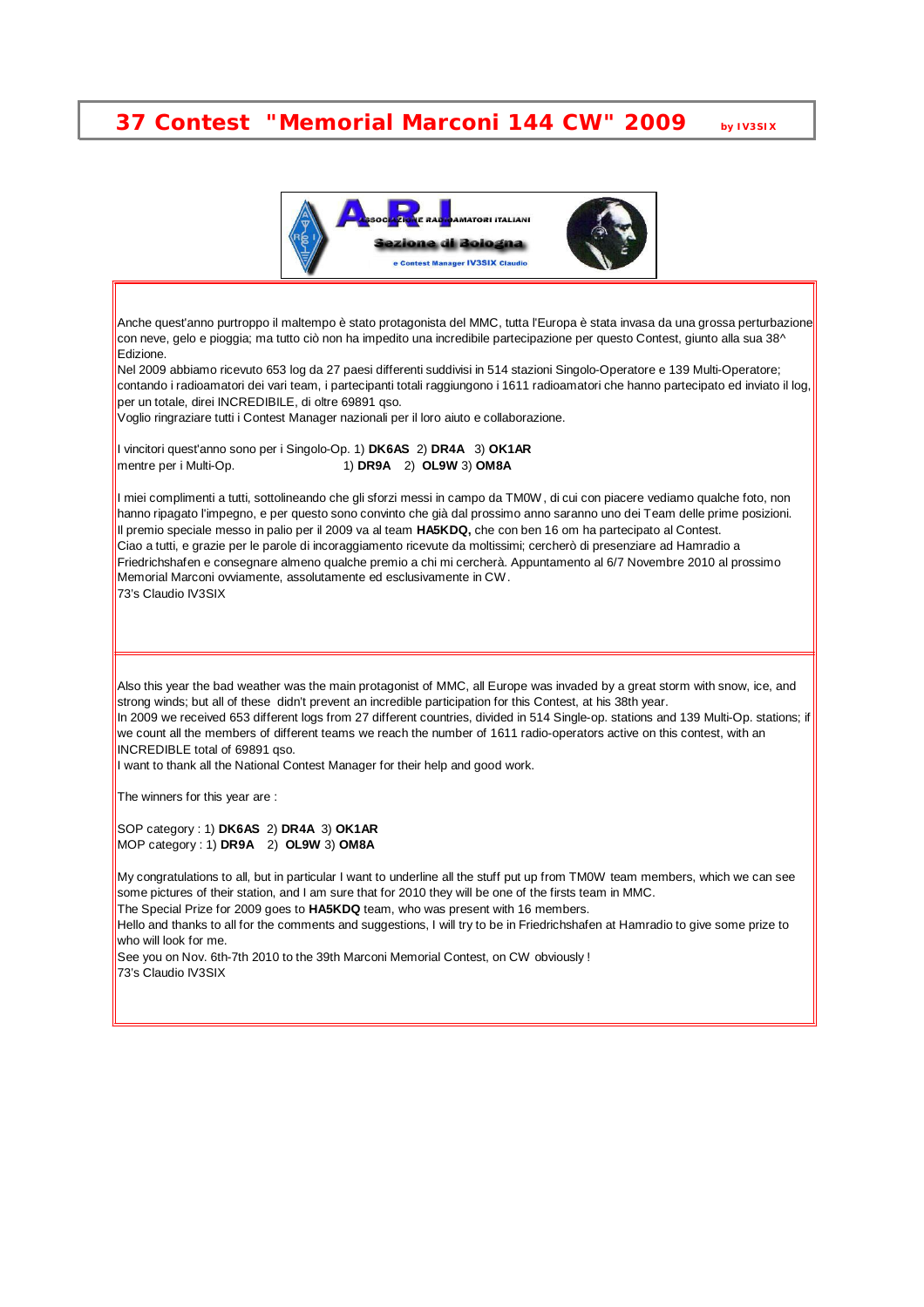# 37 Contest "Memorial Marconi 144 CW" 2009

by IV3SIX

Anche quest'anno purtroppo il maltempo è stato protagonista del MMC, tutta l'Europa è stata invasa da una grossa perturbazione con neve, gelo e pioggia; ma tutto ciò non ha impedito una incredibile partecipazione per questo Contest, giunto alla sua 38^ Edizione.
Nel 2009 abbiamo ricevuto 653 log da 27 paesi differenti suddivisi in 514 stazioni Singolo-Operatore e 139 Multi-Operatore; contando i radioamatori dei vari team, i partecipanti totali raggiungono i 1611 radioamatori che hanno partecipato ed inviato il log, per un totale, direi INCREDIBILE, di oltre 69891 qso.
Voglio ringraziare tutti i Contest Manager nazionali per il loro aiuto e collaborazione.

I vincitori quest'anno sono per i Singolo-Op. 1) **DK6AS** 2) **DR4A** 3) **OK1AR**
mentre per i Multi-Op. 1) **DR9A** 2) **OL9W** 3) **OM8A**

I miei complimenti a tutti, sottolineando che gli sforzi messi in campo da TM0W, di cui con piacere vediamo qualche foto, non hanno ripagato l'impegno, e per questo sono convinto che già dal prossimo anno saranno uno dei Team delle prime posizioni.
Il premio speciale messo in palio per il 2009 va al team **HA5KDQ,** che con ben 16 om ha partecipato al Contest.
Ciao a tutti, e grazie per le parole di incoraggiamento ricevute da moltissimi; cercherò di presenziare ad Hamradio a Friedrichshafen e consegnare almeno qualche premio a chi mi cercherà. Appuntamento al 6/7 Novembre 2010 al prossimo Memorial Marconi ovviamente, assolutamente ed esclusivamente in CW.
73's Claudio IV3SIX

---

Also this year the bad weather was the main protagonist of MMC, all Europe was invaded by a great storm with snow, ice, and strong winds; but all of these didn't prevent an incredible participation for this Contest, at his 38th year.
In 2009 we received 653 different logs from 27 different countries, divided in 514 Single-op. stations and 139 Multi-Op. stations; if we count all the members of different teams we reach the number of 1611 radio-operators active on this contest, with an INCREDIBLE total of 69891 qso.
I want to thank all the National Contest Manager for their help and good work.

The winners for this year are :

SOP category : 1) **DK6AS** 2) **DR4A** 3) **OK1AR**
MOP category : 1) **DR9A** 2) **OL9W** 3) **OM8A**

My congratulations to all, but in particular I want to underline all the stuff put up from TM0W team members, which we can see some pictures of their station, and I am sure that for 2010 they will be one of the firsts team in MMC.
The Special Prize for 2009 goes to **HA5KDQ** team, who was present with 16 members.
Hello and thanks to all for the comments and suggestions, I will try to be in Friedrichshafen at Hamradio to give some prize to who will look for me.
See you on Nov. 6th-7th 2010 to the 39th Marconi Memorial Contest, on CW obviously !
73's Claudio IV3SIX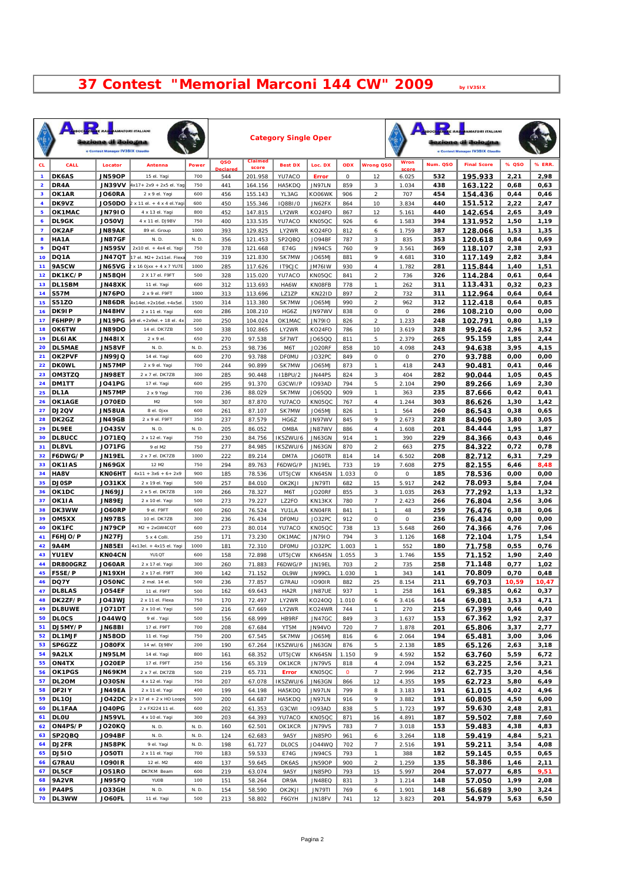# 37 Contest "Memorial Marconi 144 CW" 2009

by IV3SIX

Associazione Radioamatori Italiani — Sezione di Bologna — Contest Manager IV3SIX Claudio

**Category Single Oper**

| CL | CALL | Locator | Antenna | Power | QSO Declared | Claimed score | Best DX | Loc. DX | ODX | Wrong QSO | Wron score | Num. QSO | Final Score | % QSO | % ERR. |
|---|---|---|---|---|---|---|---|---|---|---|---|---|---|---|---|
| 1 | DK6AS | JN59OP | 15 el. Yagi | 700 | 544 | 201.958 | YU7ACO | Error | 0 | 12 | 6.025 | 532 | 195.933 | 2,21 | 2,98 |
| 2 | DR4A | JN39VV | 4x17+ 2x9 + 2x5 el. Yag | 750 | 441 | 164.156 | HA5KDQ | JN97LN | 859 | 3 | 1.034 | 438 | 163.122 | 0,68 | 0,63 |
| 3 | OK1AR | JO60RA | 2 x 9 el. Yagi | 600 | 456 | 155.143 | YL3AG | KO06WK | 906 | 2 | 707 | 454 | 154.436 | 0,44 | 0,46 |
| 4 | DK9VZ | JO50DO | 2 x 11 el. + 4 x 4 el.Yagi | 600 | 450 | 155.346 | IQ8BI/0 | JN62FX | 864 | 10 | 3.834 | 440 | 151.512 | 2,22 | 2,47 |
| 5 | OK1MAC | JN79IO | 4 x 13 el. Yagi | 800 | 452 | 147.815 | LY2WR | KO24FO | 867 | 12 | 5.161 | 440 | 142.654 | 2,65 | 3,49 |
| 6 | DL9GK | JO50VJ | 4 x 11 el. DJ9BV | 750 | 400 | 133.535 | YU7ACO | KN05QC | 926 | 6 | 1.583 | 394 | 131.952 | 1,50 | 1,19 |
| 7 | OK2AF | JN89AK | 89 el. Group | 1000 | 393 | 129.825 | LY2WR | KO24FO | 812 | 6 | 1.759 | 387 | 128.066 | 1,53 | 1,35 |
| 8 | HA1A | JN87GF | N. D. | N. D. | 356 | 121.453 | SP2QBQ | JO94BF | 787 | 3 | 835 | 353 | 120.618 | 0,84 | 0,69 |
| 9 | DQ4T | JN59SV | 2x10 el. + 4x4 el. Yagi | 750 | 378 | 121.668 | E74G | JN94CS | 760 | 9 | 3.561 | 369 | 118.107 | 2,38 | 2,93 |
| 10 | DQ1A | JN47QT | 17 el. M2+ 2x11el. Flexa | 700 | 319 | 121.830 | SK7MW | JO65MJ | 881 | 9 | 4.681 | 310 | 117.149 | 2,82 | 3,84 |
| 11 | 9A5CW | JN65VG | 2 x 16 0jxx + 4 x 7 YU7E | 1000 | 285 | 117.626 | IT9CJC | JM76IW | 930 | 4 | 1.782 | 281 | 115.844 | 1,40 | 1,51 |
| 12 | DK1KC/P | JN58QH | 2 X 17 el. F9FT | 500 | 328 | 115.020 | YU7ACO | KN05QC | 841 | 2 | 736 | 326 | 114.284 | 0,61 | 0,64 |
| 13 | DL1SBM | JN48XK | 11 el. Yagi | 600 | 312 | 113.693 | HA6W | KN08FB | 778 | 1 | 262 | 311 | 113.431 | 0,32 | 0,23 |
| 14 | S57M | JN76PO | 2 x 9 el. F9FT | 1000 | 313 | 113.696 | LZ1ZP | KN22ID | 897 | 2 | 732 | 311 | 112.964 | 0,64 | 0,64 |
| 15 | S51ZO | JN86DR | 4x14el.+2x16el.+4x5el. | 1500 | 314 | 113.380 | SK7MW | JO65MJ | 990 | 2 | 962 | 312 | 112.418 | 0,64 | 0,85 |
| 16 | DK9IP | JN48HV | 2 x 11 el. Yagi | 600 | 286 | 108.210 | HG6Z | JN97WV | 838 | 0 | 0 | 286 | 108.210 | 0,00 | 0,00 |
| 17 | F6HPP/P | JN19PG | x9 el.+2x9el.+ 18 el. 4x | 200 | 250 | 104.024 | OK1MAC | JN79IO | 826 | 2 | 1.233 | 248 | 102.791 | 0,80 | 1,19 |
| 18 | OK6TW | JN89DO | 14 el. DK7ZB | 500 | 338 | 102.865 | LY2WR | KO24FO | 786 | 10 | 3.619 | 328 | 99.246 | 2,96 | 3,52 |
| 19 | DL6IAK | JN48IX | 2 x 9 el. | 650 | 270 | 97.538 | SF7WT | JO65QQ | 811 | 5 | 2.379 | 265 | 95.159 | 1,85 | 2,44 |
| 20 | DL5MAE | JN58VF | N. D. | N. D. | 253 | 98.736 | M6T | JO20RF | 858 | 10 | 4.098 | 243 | 94.638 | 3,95 | 4,15 |
| 21 | OK2PVF | JN99JQ | 14 el. Yagi | 600 | 270 | 93.788 | DF0MU | JO32PC | 849 | 0 | 0 | 270 | 93.788 | 0,00 | 0,00 |
| 22 | DK0WL | JN57MP | 2 x 9 el. Yagi | 700 | 244 | 90.899 | SK7MW | JO65MJ | 873 | 1 | 418 | 243 | 90.481 | 0,41 | 0,46 |
| 23 | OM3TZQ | JN98ET | 2 x 7 el. DK7ZB | 300 | 285 | 90.448 | I1BPU/2 | JN44PS | 824 | 3 | 404 | 282 | 90.044 | 1,05 | 0,45 |
| 24 | DM1TT | JO41PG | 17 el. Yagi | 600 | 295 | 91.370 | G3CWI/P | IO93AD | 794 | 5 | 2.104 | 290 | 89.266 | 1,69 | 2,30 |
| 25 | DL1A | JN57MP | 2 x 9 Yagi | 700 | 236 | 88.029 | SK7MW | JO65QQ | 909 | 1 | 363 | 235 | 87.666 | 0,42 | 0,41 |
| 26 | OK1AGE | JO70ED | M2 | 500 | 307 | 87.870 | YU7ACO | KN05QC | 767 | 4 | 1.244 | 303 | 86.626 | 1,30 | 1,42 |
| 27 | DJ2QV | JN58UA | 8 el. 0jxx | 600 | 261 | 87.107 | SK7MW | JO65MJ | 826 | 1 | 564 | 260 | 86.543 | 0,38 | 0,65 |
| 28 | DK2GZ | JN49GB | 2 x 9 el. F9FT | 350 | 237 | 87.579 | HG6Z | JN97WV | 845 | 9 | 2.673 | 228 | 84.906 | 3,80 | 3,05 |
| 29 | DL9EE | JO43SV | N. D. | N. D. | 205 | 86.052 | OM8A | JN87WV | 886 | 4 | 1.608 | 201 | 84.444 | 1,95 | 1,87 |
| 30 | DL8UCC | JO71EQ | 2 x 12 el. Yagi | 750 | 230 | 84.756 | IK5ZWU/6 | JN63GN | 914 | 1 | 390 | 229 | 84.366 | 0,43 | 0,46 |
| 31 | DL8VL | JO71FG | 9 el M2 | 750 | 277 | 84.985 | IK5ZWU/6 | JN63GN | 870 | 2 | 663 | 275 | 84.322 | 0,72 | 0,78 |
| 32 | F6DWG/P | JN19EL | 2 x 7 el. DK7ZB | 1000 | 222 | 89.214 | DM7A | JO60TR | 814 | 14 | 6.502 | 208 | 82.712 | 6,31 | 7,29 |
| 33 | OK1IAS | JN69GX | 12 M2 | 750 | 294 | 89.763 | F6DWG/P | JN19EL | 733 | 19 | 7.608 | 275 | 82.155 | 6,46 | 8,48 |
| 34 | HA8V | KN06HT | 4x11 + 3x6 + 6+ 2x9 | 900 | 185 | 78.536 | UT5JCW | KN64SN | 1.033 | 0 | 0 | 185 | 78.536 | 0,00 | 0,00 |
| 35 | DJ0SP | JO31KX | 2 x 19 el. Yagi | 500 | 257 | 84.010 | OK2KJI | JN79TI | 682 | 15 | 5.917 | 242 | 78.093 | 5,84 | 7,04 |
| 36 | OK1DC | JN69JJ | 2 x 5 el. DK7ZB | 100 | 266 | 78.327 | M6T | JO20RF | 855 | 3 | 1.035 | 263 | 77.292 | 1,13 | 1,32 |
| 37 | OK1IA | JN89EJ | 2 x 10 el. Yagi | 500 | 273 | 79.227 | LZ2FO | KN13KX | 780 | 7 | 2.423 | 266 | 76.804 | 2,56 | 3,06 |
| 38 | DK3WW | JO60RP | 9 el. F9FT | 600 | 260 | 76.524 | YU1LA | KN04FR | 841 | 1 | 48 | 259 | 76.476 | 0,38 | 0,06 |
| 39 | OM5XX | JN97BS | 10 el. DK7ZB | 300 | 236 | 76.434 | DF0MU | JO32PC | 912 | 0 | 0 | 236 | 76.434 | 0,00 | 0,00 |
| 40 | OK1FC | JN79CP | M2 + 2xGW4CQT | 600 | 273 | 80.014 | YU7ACO | KN05QC | 738 | 13 | 5.648 | 260 | 74.366 | 4,76 | 7,06 |
| 41 | F6HJO/P | JN27FJ | 5 x 4 Colli. | 250 | 171 | 73.230 | OK1MAC | JN79IO | 794 | 3 | 1.126 | 168 | 72.104 | 1,75 | 1,54 |
| 42 | 9A4M | JN85EI | 4x13el. + 4x15 el. Yagi | 1000 | 181 | 72.310 | DF0MU | JO32PC | 1.003 | 1 | 552 | 180 | 71.758 | 0,55 | 0,76 |
| 43 | YU1EV | KN04CN | YU1QT | 600 | 158 | 72.898 | UT5JCW | KN64SN | 1.055 | 3 | 1.746 | 155 | 71.152 | 1,90 | 2,40 |
| 44 | DR800GRZ | JO60AR | 2 x 17 el. Yagi | 300 | 260 | 71.883 | F6DWG/P | JN19EL | 703 | 2 | 735 | 258 | 71.148 | 0,77 | 1,02 |
| 45 | F5SE/P | JN19XH | 2 x 17 el. F9FT | 300 | 142 | 71.152 | OL9W | JN99CL | 1.030 | 1 | 343 | 141 | 70.809 | 0,70 | 0,48 |
| 46 | DQ7Y | JO50NC | 2 mal. 14 el. | 500 | 236 | 77.857 | G7RAU | IO90IR | 882 | 25 | 8.154 | 211 | 69.703 | 10,59 | 10,47 |
| 47 | DL8LAS | JO54EF | 11 el. F9FT | 500 | 162 | 69.643 | HA2R | JN87UE | 937 | 1 | 258 | 161 | 69.385 | 0,62 | 0,37 |
| 48 | DK2ZF/P | JO43WJ | 2 x 11 el. Flexa | 750 | 170 | 72.497 | LY2WR | KO24OQ | 1.010 | 6 | 3.416 | 164 | 69.081 | 3,53 | 4,71 |
| 49 | DL8UWE | JO71DT | 2 x 10 el. Yagi | 500 | 216 | 67.669 | LY2WR | KO24WR | 744 | 1 | 270 | 215 | 67.399 | 0,46 | 0,40 |
| 50 | DL0CS | JO44WQ | 9 el . Yagi | 500 | 156 | 68.999 | HB9RF | JN47GC | 849 | 3 | 1.637 | 153 | 67.362 | 1,92 | 2,37 |
| 51 | DJ5MY/P | JN68BI | 17 el. F9FT | 700 | 208 | 67.684 | YT5M | JN94VO | 720 | 7 | 1.878 | 201 | 65.806 | 3,37 | 2,77 |
| 52 | DL1MJF | JN58OD | 11 el. Yagi | 750 | 200 | 67.545 | SK7MW | JO65MJ | 816 | 6 | 2.064 | 194 | 65.481 | 3,00 | 3,06 |
| 53 | SP6GZZ | JO80FX | 14 wl. DJ9BV | 200 | 190 | 67.264 | IK5ZWU/6 | JN63GN | 876 | 5 | 2.138 | 185 | 65.126 | 2,63 | 3,18 |
| 54 | 9A2LX | JN95LM | 14 el. Yagi | 800 | 161 | 68.352 | UT5JCW | KN64SN | 1.150 | 9 | 4.592 | 152 | 63.760 | 5,59 | 6,72 |
| 55 | ON4TX | JO20EP | 17 el. F9FT | 250 | 156 | 65.319 | OK1KCR | JN79VS | 818 | 4 | 2.094 | 152 | 63.225 | 2,56 | 3,21 |
| 56 | OK1PGS | JN69KM | 2 x 7 el. DK7ZB | 500 | 219 | 65.731 | Error | KN05QC | 0 | 7 | 2.996 | 212 | 62.735 | 3,20 | 4,56 |
| 57 | DL2OM | JO30SN | 4 x 12 el. Yagi | 750 | 207 | 67.078 | IK5ZWU/6 | JN63GN | 866 | 12 | 4.355 | 195 | 62.723 | 5,80 | 6,49 |
| 58 | DF2IY | JN49EA | 2 x 11 el. Yagi | 400 | 199 | 64.198 | HA5KDQ | JN97LN | 799 | 8 | 3.183 | 191 | 61.015 | 4,02 | 4,96 |
| 59 | DL1OJ | JO42DC | 2 x 17 el + 2 x HO Loops | 500 | 200 | 64.687 | HA5KDQ | JN97LN | 916 | 9 | 3.882 | 191 | 60.805 | 4,50 | 6,00 |
| 60 | DL1FAA | JO40PG | 2 x FX224 11 el. | 600 | 202 | 61.353 | G3CWI | IO93AD | 838 | 5 | 1.723 | 197 | 59.630 | 2,48 | 2,81 |
| 61 | DL0U | JN59VL | 4 x 10 el. Yagi | 300 | 203 | 64.393 | YU7ACO | KN05QC | 871 | 16 | 4.891 | 187 | 59.502 | 7,88 | 7,60 |
| 62 | ON4PS/P | JO20KQ | N. D. | N. D. | 160 | 62.501 | OK1KCR | JN79VS | 783 | 7 | 3.018 | 153 | 59.483 | 4,38 | 4,83 |
| 63 | SP2QBQ | JO94BF | N. D. | N. D. | 124 | 62.683 | 9A5Y | JN85PO | 961 | 6 | 3.264 | 118 | 59.419 | 4,84 | 5,21 |
| 64 | DJ2FR | JN58PK | 9 el. Yagi | N. D. | 198 | 61.727 | DL0CS | JO44WQ | 702 | 7 | 2.516 | 191 | 59.211 | 3,54 | 4,08 |
| 65 | DJ5IO | JO50TI | 2 x 11 el. Yagi | 700 | 183 | 59.533 | E74G | JN94CS | 793 | 1 | 388 | 182 | 59.145 | 0,55 | 0,65 |
| 66 | G7RAU | IO90IR | 12 el. M2 | 400 | 137 | 59.645 | DK6AS | JN59OP | 900 | 2 | 1.259 | 135 | 58.386 | 1,46 | 2,11 |
| 67 | DL5CF | JO51RO | DK7KM Beam | 600 | 219 | 63.074 | 9A5Y | JN85PO | 793 | 15 | 5.997 | 204 | 57.077 | 6,85 | 9,51 |
| 68 | 9A2VR | JN95FQ | YU0B | 100 | 151 | 58.264 | DR9A | JN48EQ | 831 | 3 | 1.214 | 148 | 57.050 | 1,99 | 2,08 |
| 69 | PA4PS | JO33GH | N. D. | N. D. | 154 | 58.590 | OK2KJI | JN79TI | 769 | 6 | 1.901 | 148 | 56.689 | 3,90 | 3,24 |
| 70 | DL3WW | JO60FL | 11 el. Yagi | 500 | 213 | 58.802 | F6GYH | JN18FV | 741 | 12 | 3.823 | 201 | 54.979 | 5,63 | 6,50 |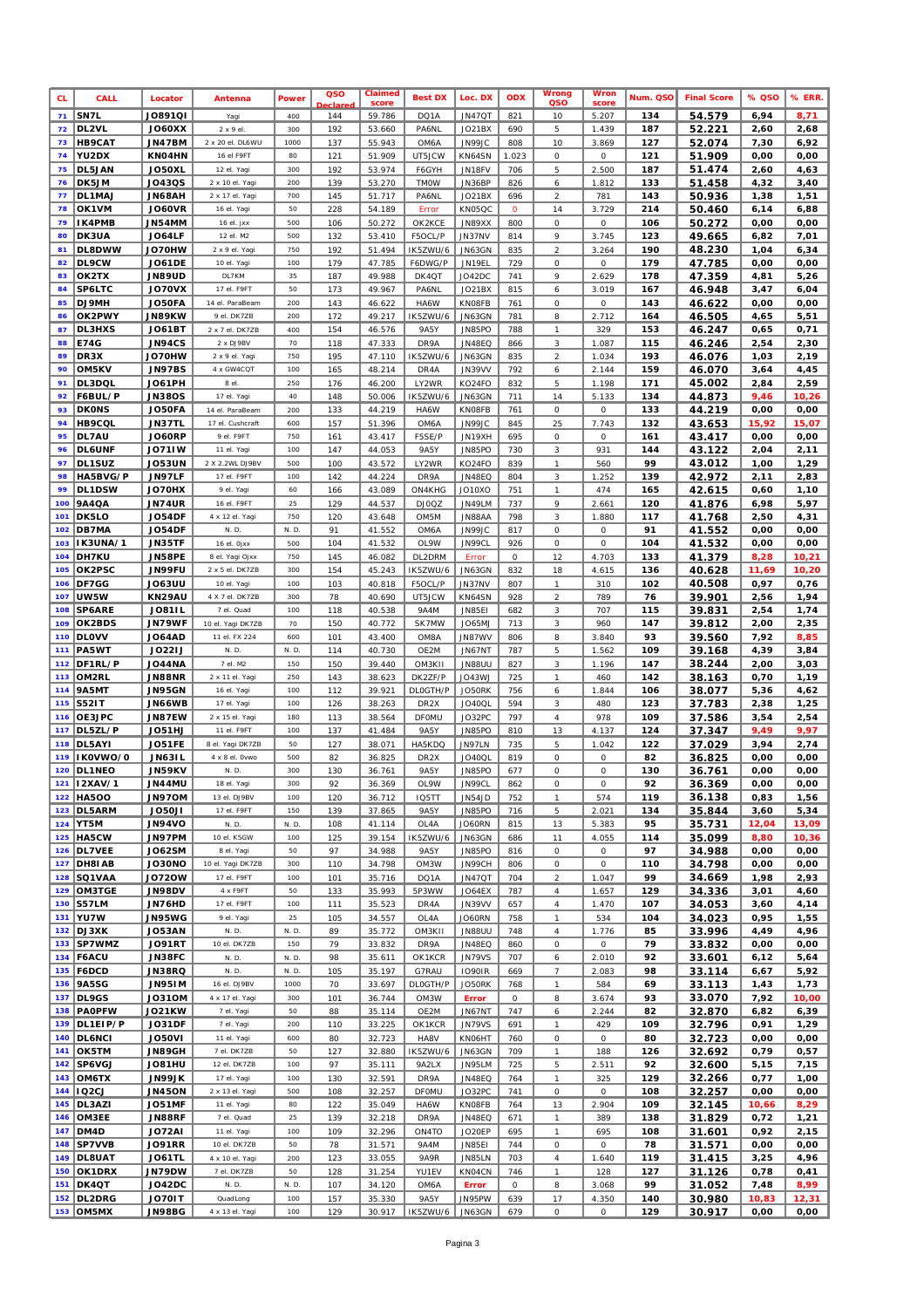| CL | CALL | Locator | Antenna | Power | QSO Declared | Claimed score | Best DX | Loc. DX | ODX | Wrong QSO | Wron score | Num. QSO | Final Score | % QSO | % ERR. |
|---|---|---|---|---|---|---|---|---|---|---|---|---|---|---|---|
| 71 | SN7L | JO89QI | Yagi | 400 | 144 | 59.786 | DQ1A | JN47QT | 821 | 10 | 5.207 | 134 | 54.579 | 6,94 | 8,71 |
| 72 | DL2VL | JO60XX | 2 x 9 el. | 300 | 192 | 53.660 | PA6NL | JO21BX | 690 | 5 | 1.439 | 187 | 52.221 | 2,60 | 2,68 |
| 73 | HB9CAT | JN47BM | 2 x 20 el. DL6WU | 1000 | 137 | 55.943 | OM6A | JN99JC | 808 | 10 | 3.869 | 127 | 52.074 | 7,30 | 6,92 |
| 74 | YU2DX | KN04HN | 16 el F9FT | 80 | 121 | 51.909 | UT5JCW | KN64SN | 1.023 | 0 | 0 | 121 | 51.909 | 0,00 | 0,00 |
| 75 | DL5JAN | JO50XL | 12 el. Yagi | 300 | 192 | 53.974 | F6GYH | JN18FV | 706 | 5 | 2.500 | 187 | 51.474 | 2,60 | 4,63 |
| 76 | DK5JM | JO43QS | 2 x 10 el. Yagi | 200 | 139 | 53.270 | TM0W | JN36BP | 826 | 6 | 1.812 | 133 | 51.458 | 4,32 | 3,40 |
| 77 | DL1MAJ | JN68AH | 2 x 17 el. Yagi | 700 | 145 | 51.717 | PA6NL | JO21BX | 696 | 2 | 781 | 143 | 50.936 | 1,38 | 1,51 |
| 78 | OK1VM | JO60VR | 16 el. Yagi | 50 | 228 | 54.189 | Error | KN05QC | 0 | 14 | 3.729 | 214 | 50.460 | 6,14 | 6,88 |
| 79 | IK4PMB | JN54MM | 16 el. jxx | 500 | 106 | 50.272 | OK2KCE | JN89XX | 800 | 0 | 0 | 106 | 50.272 | 0,00 | 0,00 |
| 80 | DK3UA | JO64LF | 12 el. M2 | 500 | 132 | 53.410 | F5OCL/P | JN37NV | 814 | 9 | 3.745 | 123 | 49.665 | 6,82 | 7,01 |
| 81 | DL8DWW | JO70HW | 2 x 9 el. Yagi | 750 | 192 | 51.494 | IK5ZWU/6 | JN63GN | 835 | 2 | 3.264 | 190 | 48.230 | 1,04 | 6,34 |
| 82 | DL9CW | JO61DE | 10 el. Yagi | 100 | 179 | 47.785 | F6DWG/P | JN19EL | 729 | 0 | 0 | 179 | 47.785 | 0,00 | 0,00 |
| 83 | OK2TX | JN89UD | DL7KM | 35 | 187 | 49.988 | DK4QT | JO42DC | 741 | 9 | 2.629 | 178 | 47.359 | 4,81 | 5,26 |
| 84 | SP6LTC | JO70VX | 17 el. F9FT | 50 | 173 | 49.967 | PA6NL | JO21BX | 815 | 6 | 3.019 | 167 | 46.948 | 3,47 | 6,04 |
| 85 | DJ9MH | JO50FA | 14 el. ParaBeam | 200 | 143 | 46.622 | HA6W | KN08FB | 761 | 0 | 0 | 143 | 46.622 | 0,00 | 0,00 |
| 86 | OK2PWY | JN89KW | 9 el. DK7ZB | 200 | 172 | 49.217 | IK5ZWU/6 | JN63GN | 781 | 8 | 2.712 | 164 | 46.505 | 4,65 | 5,51 |
| 87 | DL3HXS | JO61BT | 2 x 7 el. DK7ZB | 400 | 154 | 46.576 | 9A5Y | JN85PO | 788 | 1 | 329 | 153 | 46.247 | 0,65 | 0,71 |
| 88 | E74G | JN94CS | 2 x DJ9BV | 70 | 118 | 47.333 | DR9A | JN48EQ | 866 | 3 | 1.087 | 115 | 46.246 | 2,54 | 2,30 |
| 89 | DR3X | JO70HW | 2 x 9 el. Yagi | 750 | 195 | 47.110 | IK5ZWU/6 | JN63GN | 835 | 2 | 1.034 | 193 | 46.076 | 1,03 | 2,19 |
| 90 | OM5KV | JN97BS | 4 x GW4CQT | 100 | 165 | 48.214 | DR4A | JN39VV | 792 | 6 | 2.144 | 159 | 46.070 | 3,64 | 4,45 |
| 91 | DL3DQL | JO61PH | 8 el. | 250 | 176 | 46.200 | LY2WR | KO24FO | 832 | 5 | 1.198 | 171 | 45.002 | 2,84 | 2,59 |
| 92 | F6BUL/P | JN38OS | 17 el. Yagi | 40 | 148 | 50.006 | IK5ZWU/6 | JN63GN | 711 | 14 | 5.133 | 134 | 44.873 | 9,46 | 10,26 |
| 93 | DK0NS | JO50FA | 14 el. ParaBeam | 200 | 133 | 44.219 | HA6W | KN08FB | 761 | 0 | 0 | 133 | 44.219 | 0,00 | 0,00 |
| 94 | HB9CQL | JN37TL | 17 el. Cushcraft | 600 | 157 | 51.396 | OM6A | JN99JC | 845 | 25 | 7.743 | 132 | 43.653 | 15,92 | 15,07 |
| 95 | DL7AU | JO60RP | 9 el. F9FT | 750 | 161 | 43.417 | F5SE/P | JN19XH | 695 | 0 | 0 | 161 | 43.417 | 0,00 | 0,00 |
| 96 | DL6UNF | JO71IW | 11 el. Yagi | 100 | 147 | 44.053 | 9A5Y | JN85PO | 730 | 3 | 931 | 144 | 43.122 | 2,04 | 2,11 |
| 97 | DL1SUZ | JO53UN | 2 X 2.2WL DJ9BV | 500 | 100 | 43.572 | LY2WR | KO24FO | 839 | 1 | 560 | 99 | 43.012 | 1,00 | 1,29 |
| 98 | HA5BVG/P | JN97LF | 17 el. F9FT | 100 | 142 | 44.224 | DR9A | JN48EQ | 804 | 3 | 1.252 | 139 | 42.972 | 2,11 | 2,83 |
| 99 | DL1DSW | JO70HX | 9 el. Yagi | 60 | 166 | 43.089 | ON4KHG | JO10XO | 751 | 1 | 474 | 165 | 42.615 | 0,60 | 1,10 |
| 100 | 9A4QA | JN74UR | 16 el. F9FT | 25 | 129 | 44.537 | DJ0QZ | JN49LM | 737 | 9 | 2.661 | 120 | 41.876 | 6,98 | 5,97 |
| 101 | DK5LO | JO54DF | 4 x 12 el. Yagi | 750 | 120 | 43.648 | OM5M | JN88AA | 798 | 3 | 1.880 | 117 | 41.768 | 2,50 | 4,31 |
| 102 | DB7MA | JO54DF | N. D. | N. D. | 91 | 41.552 | OM6A | JN99JC | 817 | 0 | 0 | 91 | 41.552 | 0,00 | 0,00 |
| 103 | IK3UNA/1 | JN35TF | 16 el. 0jxx | 500 | 104 | 41.532 | OL9W | JN99CL | 926 | 0 | 0 | 104 | 41.532 | 0,00 | 0,00 |
| 104 | DH7KU | JN58PE | 8 el. Yagi Ojxx | 750 | 145 | 46.082 | DL2DRM | Error | 0 | 12 | 4.703 | 133 | 41.379 | 8,28 | 10,21 |
| 105 | OK2PSC | JN99FU | 2 x 5 el. DK7ZB | 300 | 154 | 45.243 | IK5ZWU/6 | JN63GN | 832 | 18 | 4.615 | 136 | 40.628 | 11,69 | 10,20 |
| 106 | DF7GG | JO63UU | 10 el. Yagi | 100 | 103 | 40.818 | F5OCL/P | JN37NV | 807 | 1 | 310 | 102 | 40.508 | 0,97 | 0,76 |
| 107 | UW5W | KN29AU | 4 X 7 el. DK7ZB | 300 | 78 | 40.690 | UT5JCW | KN64SN | 928 | 2 | 789 | 76 | 39.901 | 2,56 | 1,94 |
| 108 | SP6ARE | JO81IL | 7 el. Quad | 100 | 118 | 40.538 | 9A4M | JN85EI | 682 | 3 | 707 | 115 | 39.831 | 2,54 | 1,74 |
| 109 | OK2BDS | JN79WF | 10 el. Yagi DK7ZB | 70 | 150 | 40.772 | SK7MW | JO65MJ | 713 | 3 | 960 | 147 | 39.812 | 2,00 | 2,35 |
| 110 | DL0VV | JO64AD | 11 el. FX 224 | 600 | 101 | 43.400 | OM8A | JN87WV | 806 | 8 | 3.840 | 93 | 39.560 | 7,92 | 8,85 |
| 111 | PA5WT | JO22IJ | N. D. | N. D. | 114 | 40.730 | OE2M | JN67NT | 787 | 5 | 1.562 | 109 | 39.168 | 4,39 | 3,84 |
| 112 | DF1RL/P | JO44NA | 7 el. M2 | 150 | 150 | 39.440 | OM3KII | JN88UU | 827 | 3 | 1.196 | 147 | 38.244 | 2,00 | 3,03 |
| 113 | OM2RL | JN88NR | 2 x 11 el. Yagi | 250 | 143 | 38.623 | DK2ZF/P | JO43WJ | 725 | 1 | 460 | 142 | 38.163 | 0,70 | 1,19 |
| 114 | 9A5MT | JN95GN | 16 el. Yagi | 100 | 112 | 39.921 | DL0GTH/P | JO50RK | 756 | 6 | 1.844 | 106 | 38.077 | 5,36 | 4,62 |
| 115 | S52IT | JN66WB | 17 el. Yagi | 100 | 126 | 38.263 | DR2X | JO40QL | 594 | 3 | 480 | 123 | 37.783 | 2,38 | 1,25 |
| 116 | OE3JPC | JN87EW | 2 x 15 el. Yagi | 180 | 113 | 38.564 | DF0MU | JO32PC | 797 | 4 | 978 | 109 | 37.586 | 3,54 | 2,54 |
| 117 | DL5ZL/P | JO51HJ | 11 el. F9FT | 100 | 137 | 41.484 | 9A5Y | JN85PO | 810 | 13 | 4.137 | 124 | 37.347 | 9,49 | 9,97 |
| 118 | DL5AYI | JO51FE | 8 el. Yagi DK7ZB | 50 | 127 | 38.071 | HA5KDQ | JN97LN | 735 | 5 | 1.042 | 122 | 37.029 | 3,94 | 2,74 |
| 119 | IK0VWO/0 | JN63IL | 4 x 8 el. Ovwo | 500 | 82 | 36.825 | DR2X | JO40QL | 819 | 0 | 0 | 82 | 36.825 | 0,00 | 0,00 |
| 120 | DL1NEO | JN59KV | N. D. | 300 | 130 | 36.761 | 9A5Y | JN85PO | 677 | 0 | 0 | 130 | 36.761 | 0,00 | 0,00 |
| 121 | I2XAV/1 | JN44MU | 18 el. Yagi | 300 | 92 | 36.369 | OL9W | JN99CL | 862 | 0 | 0 | 92 | 36.369 | 0,00 | 0,00 |
| 122 | HA5OO | JN97OM | 13 el. DJ9BV | 100 | 120 | 36.712 | IQ5TT | JN54JD | 752 | 1 | 574 | 119 | 36.138 | 0,83 | 1,56 |
| 123 | DL5ARM | JO50JI | 17 el. F9FT | 150 | 139 | 37.865 | 9A5Y | JN85PO | 716 | 5 | 2.021 | 134 | 35.844 | 3,60 | 5,34 |
| 124 | YT5M | JN94VO | N. D. | N. D. | 108 | 41.114 | OL4A | JO60RN | 815 | 13 | 5.383 | 95 | 35.731 | 12,04 | 13,09 |
| 125 | HA5CW | JN97PM | 10 el. K5GW | 100 | 125 | 39.154 | IK5ZWU/6 | JN63GN | 686 | 11 | 4.055 | 114 | 35.099 | 8,80 | 10,36 |
| 126 | DL7VEE | JO62SM | 8 el. Yagi | 50 | 97 | 34.988 | 9A5Y | JN85PO | 816 | 0 | 0 | 97 | 34.988 | 0,00 | 0,00 |
| 127 | DH8IAB | JO30NO | 10 el. Yagi DK7ZB | 300 | 110 | 34.798 | OM3W | JN99CH | 806 | 0 | 0 | 110 | 34.798 | 0,00 | 0,00 |
| 128 | SQ1VAA | JO72OW | 17 el. F9FT | 100 | 101 | 35.716 | DQ1A | JN47QT | 704 | 2 | 1.047 | 99 | 34.669 | 1,98 | 2,93 |
| 129 | OM3TGE | JN98DV | 4 x F9FT | 50 | 133 | 35.993 | 5P3WW | JO64EX | 787 | 4 | 1.657 | 129 | 34.336 | 3,01 | 4,60 |
| 130 | S57LM | JN76HD | 17 el. F9FT | 100 | 111 | 35.523 | DR4A | JN39VV | 657 | 4 | 1.470 | 107 | 34.053 | 3,60 | 4,14 |
| 131 | YU7W | JN95WG | 9 el. Yagi | 25 | 105 | 34.557 | OL4A | JO60RN | 758 | 1 | 534 | 104 | 34.023 | 0,95 | 1,55 |
| 132 | DJ3XK | JO53AN | N. D. | N. D. | 89 | 35.772 | OM3KII | JN88UU | 748 | 4 | 1.776 | 85 | 33.996 | 4,49 | 4,96 |
| 133 | SP7WMZ | JO91RT | 10 el. DK7ZB | 150 | 79 | 33.832 | DR9A | JN48EQ | 860 | 0 | 0 | 79 | 33.832 | 0,00 | 0,00 |
| 134 | F6ACU | JN38FC | N. D. | N. D. | 98 | 35.611 | OK1KCR | JN79VS | 707 | 6 | 2.010 | 92 | 33.601 | 6,12 | 5,64 |
| 135 | F6DCD | JN38RQ | N. D. | N. D. | 105 | 35.197 | G7RAU | IO90IR | 669 | 7 | 2.083 | 98 | 33.114 | 6,67 | 5,92 |
| 136 | 9A5SG | JN95IM | 16 el. DJ9BV | 1000 | 70 | 33.697 | DL0GTH/P | JO50RK | 768 | 1 | 584 | 69 | 33.113 | 1,43 | 1,73 |
| 137 | DL9GS | JO31OM | 4 x 17 el. Yagi | 300 | 101 | 36.744 | OM3W | Error | 0 | 8 | 3.674 | 93 | 33.070 | 7,92 | 10,00 |
| 138 | PA0PFW | JO21KW | 7 el. Yagi | 50 | 88 | 35.114 | OE2M | JN67NT | 747 | 6 | 2.244 | 82 | 32.870 | 6,82 | 6,39 |
| 139 | DL1EIP/P | JO31DF | 7 el. Yagi | 200 | 110 | 33.225 | OK1KCR | JN79VS | 691 | 1 | 429 | 109 | 32.796 | 0,91 | 1,29 |
| 140 | DL6NCI | JO50VI | 11 el. Yagi | 600 | 80 | 32.723 | HA8V | KN06HT | 760 | 0 | 0 | 80 | 32.723 | 0,00 | 0,00 |
| 141 | OK5TM | JN89GH | 7 el. DK7ZB | 50 | 127 | 32.880 | IK5ZWU/6 | JN63GN | 709 | 1 | 188 | 126 | 32.692 | 0,79 | 0,57 |
| 142 | SP6VGJ | JO81HU | 12 el. DK7ZB | 100 | 97 | 35.111 | 9A2LX | JN95LM | 725 | 5 | 2.511 | 92 | 32.600 | 5,15 | 7,15 |
| 143 | OM6TX | JN99JK | 17 el. Yagi | 100 | 130 | 32.591 | DR9A | JN48EQ | 764 | 1 | 325 | 129 | 32.266 | 0,77 | 1,00 |
| 144 | IQ2CJ | JN45ON | 2 x 13 el. Yagi | 500 | 108 | 32.257 | DF0MU | JO32PC | 741 | 0 | 0 | 108 | 32.257 | 0,00 | 0,00 |
| 145 | DL3AZI | JO51MF | 11 el. Yagi | 80 | 122 | 35.049 | HA6W | KN08FB | 764 | 13 | 2.904 | 109 | 32.145 | 10,66 | 8,29 |
| 146 | OM3EE | JN88RF | 7 el. Quad | 25 | 139 | 32.218 | DR9A | JN48EQ | 671 | 1 | 389 | 138 | 31.829 | 0,72 | 1,21 |
| 147 | DM4D | JO72AI | 11 el. Yagi | 100 | 109 | 32.296 | ON4TO | JO20EP | 695 | 1 | 695 | 108 | 31.601 | 0,92 | 2,15 |
| 148 | SP7VVB | JO91RR | 10 el. DK7ZB | 50 | 78 | 31.571 | 9A4M | JN85EI | 744 | 0 | 0 | 78 | 31.571 | 0,00 | 0,00 |
| 149 | DL8UAT | JO61TL | 4 x 10 el. Yagi | 200 | 123 | 33.055 | 9A9R | JN85LN | 703 | 4 | 1.640 | 119 | 31.415 | 3,25 | 4,96 |
| 150 | OK1DRX | JN79DW | 7 el. DK7ZB | 50 | 128 | 31.254 | YU1EV | KN04CN | 746 | 1 | 128 | 127 | 31.126 | 0,78 | 0,41 |
| 151 | DK4QT | JO42DC | N. D. | N. D. | 107 | 34.120 | OM6A | Error | 0 | 8 | 3.068 | 99 | 31.052 | 7,48 | 8,99 |
| 152 | DL2DRG | JO70IT | QuadLong | 100 | 157 | 35.330 | 9A5Y | JN95PW | 639 | 17 | 4.350 | 140 | 30.980 | 10,83 | 12,31 |
| 153 | OM5MX | JN98BG | 4 x 13 el. Yagi | 100 | 129 | 30.917 | IK5ZWU/6 | JN63GN | 679 | 0 | 0 | 129 | 30.917 | 0,00 | 0,00 |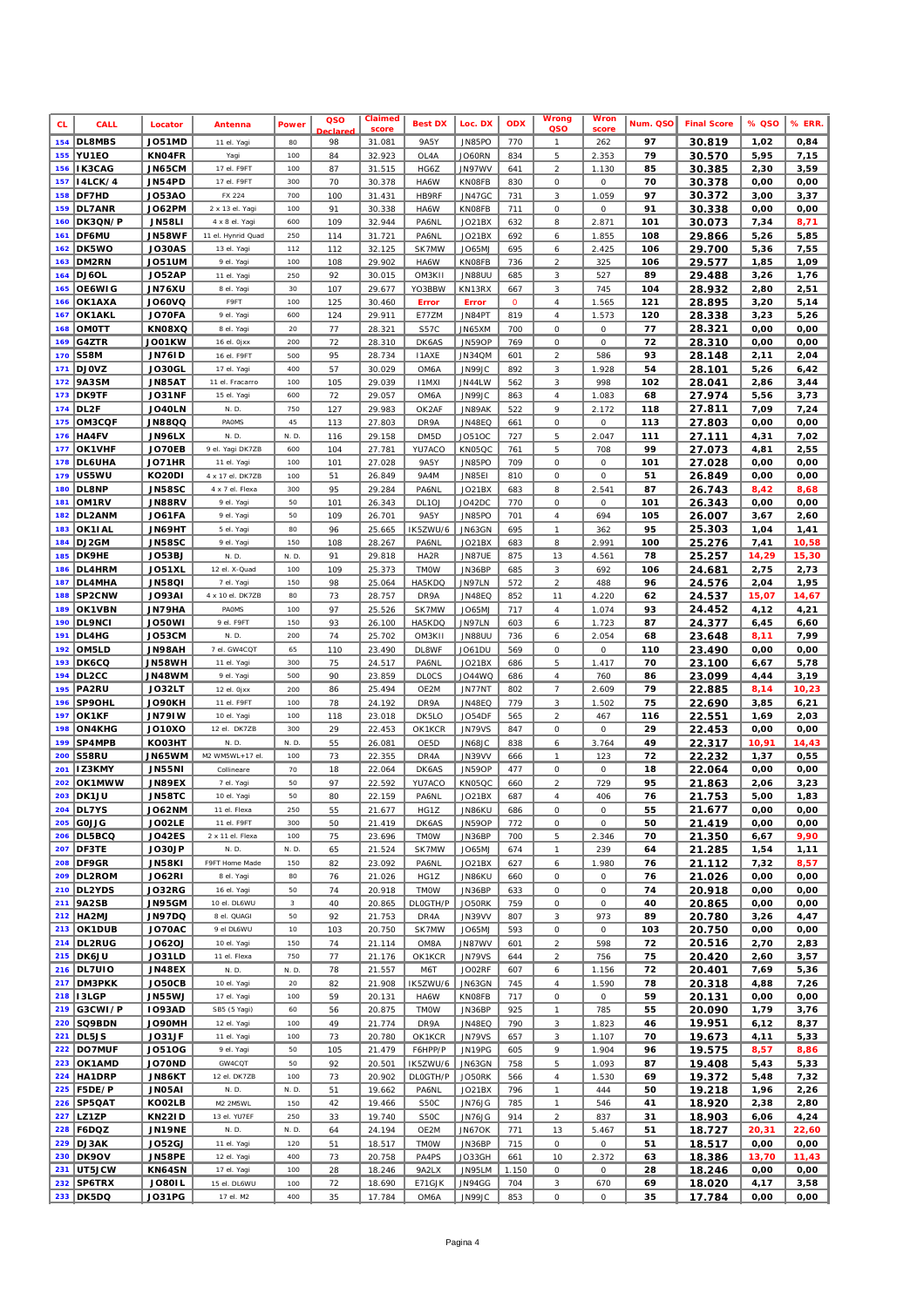| CL | CALL | Locator | Antenna | Power | QSO Declared | Claimed score | Best DX | Loc. DX | ODX | Wrong QSO | Wron score | Num. QSO | Final Score | % QSO | % ERR. |
|---|---|---|---|---|---|---|---|---|---|---|---|---|---|---|---|
| 154 | DL8MBS | JO51MD | 11 el. Yagi | 80 | 98 | 31.081 | 9A5Y | JN85PO | 770 | 1 | 262 | 97 | 30.819 | 1,02 | 0,84 |
| 155 | YU1EO | KN04FR | Yagi | 100 | 84 | 32.923 | OL4A | JO60RN | 834 | 5 | 2.353 | 79 | 30.570 | 5,95 | 7,15 |
| 156 | IK3CAG | JN65CM | 17 el. F9FT | 100 | 87 | 31.515 | HG6Z | JN97WV | 641 | 2 | 1.130 | 85 | 30.385 | 2,30 | 3,59 |
| 157 | I4LCK/4 | JN54PD | 17 el. F9FT | 300 | 70 | 30.378 | HA6W | KN08FB | 830 | 0 | 0 | 70 | 30.378 | 0,00 | 0,00 |
| 158 | DF7HD | JO53AO | FX 224 | 700 | 100 | 31.431 | HB9RF | JN47GC | 731 | 3 | 1.059 | 97 | 30.372 | 3,00 | 3,37 |
| 159 | DL7ANR | JO62PM | 2 x 13 el. Yagi | 100 | 91 | 30.338 | HA6W | KN08FB | 711 | 0 | 0 | 91 | 30.338 | 0,00 | 0,00 |
| 160 | DK3QN/P | JN58LI | 4 x 8 el. Yagi | 600 | 109 | 32.944 | PA6NL | JO21BX | 632 | 8 | 2.871 | 101 | 30.073 | 7,34 | 8,71 |
| 161 | DF6MU | JN58WF | 11 el. Hynrid Quad | 250 | 114 | 31.721 | PA6NL | JO21BX | 692 | 6 | 1.855 | 108 | 29.866 | 5,26 | 5,85 |
| 162 | DK5WO | JO30AS | 13 el. Yagi | 112 | 112 | 32.125 | SK7MW | JO65MJ | 695 | 6 | 2.425 | 106 | 29.700 | 5,36 | 7,55 |
| 163 | DM2RN | JO51UM | 9 el. Yagi | 100 | 108 | 29.902 | HA6W | KN08FB | 736 | 2 | 325 | 106 | 29.577 | 1,85 | 1,09 |
| 164 | DJ6OL | JO52AP | 11 el. Yagi | 250 | 92 | 30.015 | OM3KII | JN88UU | 685 | 3 | 527 | 89 | 29.488 | 3,26 | 1,76 |
| 165 | OE6WIG | JN76XU | 8 el. Yagi | 30 | 107 | 29.677 | YO3BBW | KN13RX | 667 | 3 | 745 | 104 | 28.932 | 2,80 | 2,51 |
| 166 | OK1AXA | JO60VQ | F9FT | 100 | 125 | 30.460 | Error | Error | 0 | 4 | 1.565 | 121 | 28.895 | 3,20 | 5,14 |
| 167 | OK1AKL | JO70FA | 9 el. Yagi | 600 | 124 | 29.911 | E77ZM | JN84PT | 819 | 4 | 1.573 | 120 | 28.338 | 3,23 | 5,26 |
| 168 | OM0TT | KN08XQ | 8 el. Yagi | 20 | 77 | 28.321 | S57C | JN65XM | 700 | 0 | 0 | 77 | 28.321 | 0,00 | 0,00 |
| 169 | G4ZTR | JO01KW | 16 el. 0jxx | 200 | 72 | 28.310 | DK6AS | JN59OP | 769 | 0 | 0 | 72 | 28.310 | 0,00 | 0,00 |
| 170 | S58M | JN76ID | 16 el. F9FT | 500 | 95 | 28.734 | I1AXE | JN34QM | 601 | 2 | 586 | 93 | 28.148 | 2,11 | 2,04 |
| 171 | DJ0VZ | JO30GL | 17 el. Yagi | 400 | 57 | 30.029 | OM6A | JN99JC | 892 | 3 | 1.928 | 54 | 28.101 | 5,26 | 6,42 |
| 172 | 9A3SM | JN85AT | 11 el. Fracarro | 100 | 105 | 29.039 | I1MXI | JN44LW | 562 | 3 | 998 | 102 | 28.041 | 2,86 | 3,44 |
| 173 | DK9TF | JO31NF | 15 el. Yagi | 600 | 72 | 29.057 | OM6A | JN99JC | 863 | 4 | 1.083 | 68 | 27.974 | 5,56 | 3,73 |
| 174 | DL2F | JO40LN | N. D. | 750 | 127 | 29.983 | OK2AF | JN89AK | 522 | 9 | 2.172 | 118 | 27.811 | 7,09 | 7,24 |
| 175 | OM3CQF | JN88QQ | PA0MS | 45 | 113 | 27.803 | DR9A | JN48EQ | 661 | 0 | 0 | 113 | 27.803 | 0,00 | 0,00 |
| 176 | HA4FV | JN96LX | N. D. | N. D. | 116 | 29.158 | DM5D | JO51OC | 727 | 5 | 2.047 | 111 | 27.111 | 4,31 | 7,02 |
| 177 | OK1VHF | JO70EB | 9 el. Yagi DK7ZB | 600 | 104 | 27.781 | YU7ACO | KN05QC | 761 | 5 | 708 | 99 | 27.073 | 4,81 | 2,55 |
| 178 | DL6UHA | JO71HR | 11 el. Yagi | 100 | 101 | 27.028 | 9A5Y | JN85PO | 709 | 0 | 0 | 101 | 27.028 | 0,00 | 0,00 |
| 179 | US5WU | KO20DI | 4 x 17 el. DK7ZB | 100 | 51 | 26.849 | 9A4M | JN85EI | 810 | 0 | 0 | 51 | 26.849 | 0,00 | 0,00 |
| 180 | DL8NP | JN58SC | 4 x 7 el. Flexa | 300 | 95 | 29.284 | PA6NL | JO21BX | 683 | 8 | 2.541 | 87 | 26.743 | 8,42 | 8,68 |
| 181 | OM1RV | JN88RV | 9 el. Yagi | 50 | 101 | 26.343 | DL1OJ | JO42DC | 770 | 0 | 0 | 101 | 26.343 | 0,00 | 0,00 |
| 182 | DL2ANM | JO61FA | 9 el. Yagi | 50 | 109 | 26.701 | 9A5Y | JN85PO | 701 | 4 | 694 | 105 | 26.007 | 3,67 | 2,60 |
| 183 | OK1IAL | JN69HT | 5 el. Yagi | 80 | 96 | 25.665 | IK5ZWU/6 | JN63GN | 695 | 1 | 362 | 95 | 25.303 | 1,04 | 1,41 |
| 184 | DJ2GM | JN58SC | 9 el. Yagi | 150 | 108 | 28.267 | PA6NL | JO21BX | 683 | 8 | 2.991 | 100 | 25.276 | 7,41 | 10,58 |
| 185 | DK9HE | JO53BJ | N. D. | N. D. | 91 | 29.818 | HA2R | JN87UE | 875 | 13 | 4.561 | 78 | 25.257 | 14,29 | 15,30 |
| 186 | DL4HRM | JO51XL | 12 el. X-Quad | 100 | 109 | 25.373 | TM0W | JN36BP | 685 | 3 | 692 | 106 | 24.681 | 2,75 | 2,73 |
| 187 | DL4MHA | JN58QI | 7 el. Yagi | 150 | 98 | 25.064 | HA5KDQ | JN97LN | 572 | 2 | 488 | 96 | 24.576 | 2,04 | 1,95 |
| 188 | SP2CNW | JO93AI | 4 x 10 el. DK7ZB | 80 | 73 | 28.757 | DR9A | JN48EQ | 852 | 11 | 4.220 | 62 | 24.537 | 15,07 | 14,67 |
| 189 | OK1VBN | JN79HA | PA0MS | 100 | 97 | 25.526 | SK7MW | JO65MJ | 717 | 4 | 1.074 | 93 | 24.452 | 4,12 | 4,21 |
| 190 | DL9NCI | JO50WI | 9 el. F9FT | 150 | 93 | 26.100 | HA5KDQ | JN97LN | 603 | 6 | 1.723 | 87 | 24.377 | 6,45 | 6,60 |
| 191 | DL4HG | JO53CM | N. D. | 200 | 74 | 25.702 | OM3KII | JN88UU | 736 | 6 | 2.054 | 68 | 23.648 | 8,11 | 7,99 |
| 192 | OM5LD | JN98AH | 7 el. GW4CQT | 65 | 110 | 23.490 | DL8WF | JO61DU | 569 | 0 | 0 | 110 | 23.490 | 0,00 | 0,00 |
| 193 | DK6CQ | JN58WH | 11 el. Yagi | 300 | 75 | 24.517 | PA6NL | JO21BX | 686 | 5 | 1.417 | 70 | 23.100 | 6,67 | 5,78 |
| 194 | DL2CC | JN48WM | 9 el. Yagi | 500 | 90 | 23.859 | DL0CS | JO44WQ | 686 | 4 | 760 | 86 | 23.099 | 4,44 | 3,19 |
| 195 | PA2RU | JO32LT | 12 el. 0jxx | 200 | 86 | 25.494 | OE2M | JN77NT | 802 | 7 | 2.609 | 79 | 22.885 | 8,14 | 10,23 |
| 196 | SP9OHL | JO90KH | 11 el. F9FT | 100 | 78 | 24.192 | DR9A | JN48EQ | 779 | 3 | 1.502 | 75 | 22.690 | 3,85 | 6,21 |
| 197 | OK1KF | JN79IW | 10 el. Yagi | 100 | 118 | 23.018 | DK5LO | JO54DF | 565 | 2 | 467 | 116 | 22.551 | 1,69 | 2,03 |
| 198 | ON4KHG | JO10XO | 12 el. DK7ZB | 300 | 29 | 22.453 | OK1KCR | JN79VS | 847 | 0 | 0 | 29 | 22.453 | 0,00 | 0,00 |
| 199 | SP4MPB | KO03HT | N. D. | N. D. | 55 | 26.081 | OE5D | JN68JC | 838 | 6 | 3.764 | 49 | 22.317 | 10,91 | 14,43 |
| 200 | S58RU | JN65WM | M2 WM5WL+17 el. | 100 | 73 | 22.355 | DR4A | JN39VV | 666 | 1 | 123 | 72 | 22.232 | 1,37 | 0,55 |
| 201 | IZ3KMY | JN55NI | Collineare | 70 | 18 | 22.064 | DK6AS | JN59OP | 477 | 0 | 0 | 18 | 22.064 | 0,00 | 0,00 |
| 202 | OK1MWW | JN89EX | 7 el. Yagi | 50 | 97 | 22.592 | YU7ACO | KN05QC | 660 | 2 | 729 | 95 | 21.863 | 2,06 | 3,23 |
| 203 | DK1JU | JN58TC | 10 el. Yagi | 50 | 80 | 22.159 | PA6NL | JO21BX | 687 | 4 | 406 | 76 | 21.753 | 5,00 | 1,83 |
| 204 | DL7YS | JO62NM | 11 el. Flexa | 250 | 55 | 21.677 | HG1Z | JN86KU | 686 | 0 | 0 | 55 | 21.677 | 0,00 | 0,00 |
| 205 | G0JJG | JO02LE | 11 el. F9FT | 300 | 50 | 21.419 | DK6AS | JN59OP | 772 | 0 | 0 | 50 | 21.419 | 0,00 | 0,00 |
| 206 | DL5BCQ | JO42ES | 2 x 11 el. Flexa | 100 | 75 | 23.696 | TM0W | JN36BP | 700 | 5 | 2.346 | 70 | 21.350 | 6,67 | 9,90 |
| 207 | DF3TE | JO30JP | N. D. | N. D. | 65 | 21.524 | SK7MW | JO65MJ | 674 | 1 | 239 | 64 | 21.285 | 1,54 | 1,11 |
| 208 | DF9GR | JN58KI | F9FT Home Made | 150 | 82 | 23.092 | PA6NL | JO21BX | 627 | 6 | 1.980 | 76 | 21.112 | 7,32 | 8,57 |
| 209 | DL2ROM | JO62RI | 8 el. Yagi | 80 | 76 | 21.026 | HG1Z | JN86KU | 660 | 0 | 0 | 76 | 21.026 | 0,00 | 0,00 |
| 210 | DL2YDS | JO32RG | 16 el. Yagi | 50 | 74 | 20.918 | TM0W | JN36BP | 633 | 0 | 0 | 74 | 20.918 | 0,00 | 0,00 |
| 211 | 9A2SB | JN95GM | 10 el. DL6WU | 3 | 40 | 20.865 | DL0GTH/P | JO50RK | 759 | 0 | 0 | 40 | 20.865 | 0,00 | 0,00 |
| 212 | HA2MJ | JN97DQ | 8 el. QUAGI | 50 | 92 | 21.753 | DR4A | JN39VV | 807 | 3 | 973 | 89 | 20.780 | 3,26 | 4,47 |
| 213 | OK1DUB | JO70AC | 9 el DL6WU | 10 | 103 | 20.750 | SK7MW | JO65MJ | 593 | 0 | 0 | 103 | 20.750 | 0,00 | 0,00 |
| 214 | DL2RUG | JO62OJ | 10 el. Yagi | 150 | 74 | 21.114 | OM8A | JN87WV | 601 | 2 | 598 | 72 | 20.516 | 2,70 | 2,83 |
| 215 | DK6JU | JO31LD | 11 el. Flexa | 750 | 77 | 21.176 | OK1KCR | JN79VS | 644 | 2 | 756 | 75 | 20.420 | 2,60 | 3,57 |
| 216 | DL7UIO | JN48EX | N. D. | N. D. | 78 | 21.557 | M6T | JO02RF | 607 | 6 | 1.156 | 72 | 20.401 | 7,69 | 5,36 |
| 217 | DM3PKK | JO50CB | 10 el. Yagi | 20 | 82 | 21.908 | IK5ZWU/6 | JN63GN | 745 | 4 | 1.590 | 78 | 20.318 | 4,88 | 7,26 |
| 218 | I3LGP | JN55WJ | 17 el. Yagi | 100 | 59 | 20.131 | HA6W | KN08FB | 717 | 0 | 0 | 59 | 20.131 | 0,00 | 0,00 |
| 219 | G3CWI/P | IO93AD | SB5 (5 Yagi) | 60 | 56 | 20.875 | TM0W | JN36BP | 925 | 1 | 785 | 55 | 20.090 | 1,79 | 3,76 |
| 220 | SQ9BDN | JO90MH | 12 el. Yagi | 100 | 49 | 21.774 | DR9A | JN48EQ | 790 | 3 | 1.823 | 46 | 19.951 | 6,12 | 8,37 |
| 221 | DL5JS | JO31JF | 11 el. Yagi | 100 | 73 | 20.780 | OK1KCR | JN79VS | 657 | 3 | 1.107 | 70 | 19.673 | 4,11 | 5,33 |
| 222 | DO7MUF | JO51OG | 9 el. Yagi | 50 | 105 | 21.479 | F6HPP/P | JN19PG | 605 | 9 | 1.904 | 96 | 19.575 | 8,57 | 8,86 |
| 223 | OK1AMD | JO70ND | GW4CQT | 50 | 92 | 20.501 | IK5ZWU/6 | JN63GN | 758 | 5 | 1.093 | 87 | 19.408 | 5,43 | 5,33 |
| 224 | HA1DRP | JN86KT | 12 el. DK7ZB | 100 | 73 | 20.902 | DL0GTH/P | JO50RK | 566 | 4 | 1.530 | 69 | 19.372 | 5,48 | 7,32 |
| 225 | F5DE/P | JN05AI | N. D. | N. D. | 51 | 19.662 | PA6NL | JO21BX | 796 | 1 | 444 | 50 | 19.218 | 1,96 | 2,26 |
| 226 | SP5QAT | KO02LB | M2 2M5WL | 150 | 42 | 19.466 | S50C | JN76JG | 785 | 1 | 546 | 41 | 18.920 | 2,38 | 2,80 |
| 227 | LZ1ZP | KN22ID | 13 el. YU7EF | 250 | 33 | 19.740 | S50C | JN76JG | 914 | 2 | 837 | 31 | 18.903 | 6,06 | 4,24 |
| 228 | F6DQZ | JN19NE | N. D. | N. D. | 64 | 24.194 | OE2M | JN67OK | 771 | 13 | 5.467 | 51 | 18.727 | 20,31 | 22,60 |
| 229 | DJ3AK | JO52GJ | 11 el. Yagi | 120 | 51 | 18.517 | TM0W | JN36BP | 715 | 0 | 0 | 51 | 18.517 | 0,00 | 0,00 |
| 230 | DK9OV | JN58PE | 12 el. Yagi | 400 | 73 | 20.758 | PA4PS | JO33GH | 661 | 10 | 2.372 | 63 | 18.386 | 13,70 | 11,43 |
| 231 | UT5JCW | KN64SN | 17 el. Yagi | 100 | 28 | 18.246 | 9A2LX | JN95LM | 1.150 | 0 | 0 | 28 | 18.246 | 0,00 | 0,00 |
| 232 | SP6TRX | JO80IL | 15 el. DL6WU | 100 | 72 | 18.690 | E71GJK | JN94GG | 704 | 3 | 670 | 69 | 18.020 | 4,17 | 3,58 |
| 233 | DK5DQ | JO31PG | 17 el. M2 | 400 | 35 | 17.784 | OM6A | JN99JC | 853 | 0 | 0 | 35 | 17.784 | 0,00 | 0,00 |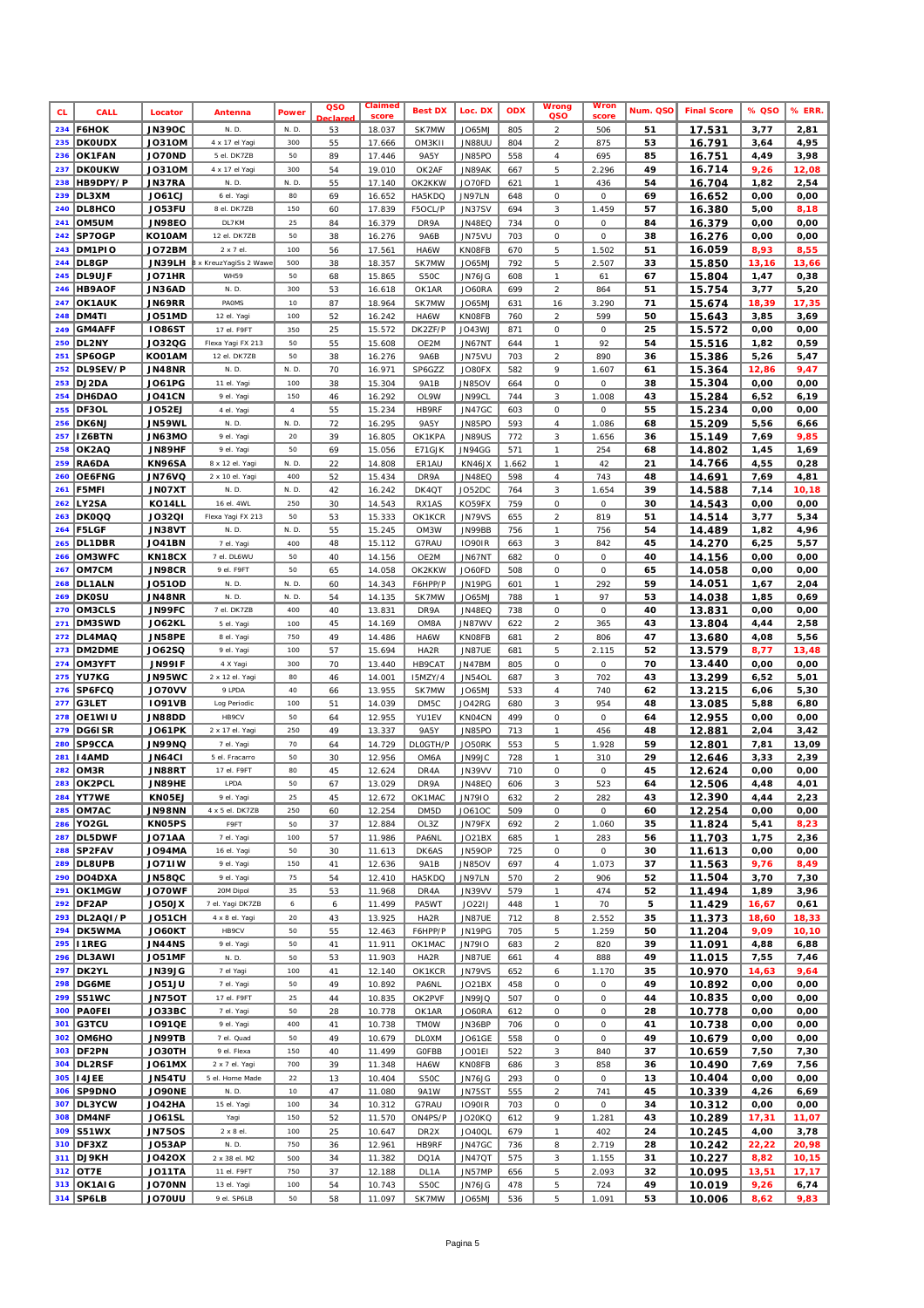| CL | CALL | Locator | Antenna | Power | QSO Declared | Claimed score | Best DX | Loc. DX | ODX | Wrong QSO | Wron score | Num. QSO | Final Score | % QSO | % ERR. |
|---|---|---|---|---|---|---|---|---|---|---|---|---|---|---|---|
| 234 | F6HOK | JN39OC | N. D. | N. D. | 53 | 18.037 | SK7MW | JO65MJ | 805 | 2 | 506 | 51 | 17.531 | 3,77 | 2,81 |
| 235 | DK0UDX | JO31OM | 4 x 17 el Yagi | 300 | 55 | 17.666 | OM3KII | JN88UU | 804 | 2 | 875 | 53 | 16.791 | 3,64 | 4,95 |
| 236 | OK1FAN | JO70ND | 5 el. DK7ZB | 50 | 89 | 17.446 | 9A5Y | JN85PO | 558 | 4 | 695 | 85 | 16.751 | 4,49 | 3,98 |
| 237 | DK0UKW | JO31OM | 4 x 17 el Yagi | 300 | 54 | 19.010 | OK2AF | JN89AK | 667 | 5 | 2.296 | 49 | 16.714 | 9,26 | 12,08 |
| 238 | HB9DPY/P | JN37RA | N. D. | N. D. | 55 | 17.140 | OK2KKW | JO70FD | 621 | 1 | 436 | 54 | 16.704 | 1,82 | 2,54 |
| 239 | DL3XM | JO61CJ | 6 el. Yagi | 80 | 69 | 16.652 | HA5KDQ | JN97LN | 648 | 0 | 0 | 69 | 16.652 | 0,00 | 0,00 |
| 240 | DL8HCO | JO53FU | 8 el. DK7ZB | 150 | 60 | 17.839 | F5OCL/P | JN37SV | 694 | 3 | 1.459 | 57 | 16.380 | 5,00 | 8,18 |
| 241 | OM5UM | JN98EO | DL7KM | 25 | 84 | 16.379 | DR9A | JN48EQ | 734 | 0 | 0 | 84 | 16.379 | 0,00 | 0,00 |
| 242 | SP7OGP | KO10AM | 12 el. DK7ZB | 50 | 38 | 16.276 | 9A6B | JN75VU | 703 | 0 | 0 | 38 | 16.276 | 0,00 | 0,00 |
| 243 | DM1PIO | JO72BM | 2 x 7 el. | 100 | 56 | 17.561 | HA6W | KN08FB | 670 | 5 | 1.502 | 51 | 16.059 | 8,93 | 8,55 |
| 244 | DL8GP | JN39LH | 8 x KreuzYagiSs 2 Wawe | 500 | 38 | 18.357 | SK7MW | JO65MJ | 792 | 5 | 2.507 | 33 | 15.850 | 13,16 | 13,66 |
| 245 | DL9UJF | JO71HR | WH59 | 50 | 68 | 15.865 | S50C | JN76JG | 608 | 1 | 61 | 67 | 15.804 | 1,47 | 0,38 |
| 246 | HB9AOF | JN36AD | N. D. | 300 | 53 | 16.618 | OK1AR | JO60RA | 699 | 2 | 864 | 51 | 15.754 | 3,77 | 5,20 |
| 247 | OK1AUK | JN69RR | PA0MS | 10 | 87 | 18.964 | SK7MW | JO65MJ | 631 | 16 | 3.290 | 71 | 15.674 | 18,39 | 17,35 |
| 248 | DM4TI | JO51MD | 12 el. Yagi | 100 | 52 | 16.242 | HA6W | KN08FB | 760 | 2 | 599 | 50 | 15.643 | 3,85 | 3,69 |
| 249 | GM4AFF | IO86ST | 17 el. F9FT | 350 | 25 | 15.572 | DK2ZF/P | JO43WJ | 871 | 0 | 0 | 25 | 15.572 | 0,00 | 0,00 |
| 250 | DL2NY | JO32QG | Flexa Yagi FX 213 | 50 | 55 | 15.608 | OE2M | JN67NT | 644 | 1 | 92 | 54 | 15.516 | 1,82 | 0,59 |
| 251 | SP6OGP | KO01AM | 12 el. DK7ZB | 50 | 38 | 16.276 | 9A6B | JN75VU | 703 | 2 | 890 | 36 | 15.386 | 5,26 | 5,47 |
| 252 | DL9SEV/P | JN48NR | N. D. | N. D. | 70 | 16.971 | SP6GZZ | JO80FX | 582 | 9 | 1.607 | 61 | 15.364 | 12,86 | 9,47 |
| 253 | DJ2DA | JO61PG | 11 el. Yagi | 100 | 38 | 15.304 | 9A1B | JN85OV | 664 | 0 | 0 | 38 | 15.304 | 0,00 | 0,00 |
| 254 | DH6DAO | JO41CN | 9 el. Yagi | 150 | 46 | 16.292 | OL9W | JN99CL | 744 | 3 | 1.008 | 43 | 15.284 | 6,52 | 6,19 |
| 255 | DF3OL | JO52EJ | 4 el. Yagi | 4 | 55 | 15.234 | HB9RF | JN47GC | 603 | 0 | 0 | 55 | 15.234 | 0,00 | 0,00 |
| 256 | DK6NJ | JN59WL | N. D. | N. D. | 72 | 16.295 | 9A5Y | JN85PO | 593 | 4 | 1.086 | 68 | 15.209 | 5,56 | 6,66 |
| 257 | IZ6BTN | JN63MO | 9 el. Yagi | 20 | 39 | 16.805 | OK1KPA | JN89US | 772 | 3 | 1.656 | 36 | 15.149 | 7,69 | 9,85 |
| 258 | OK2AQ | JN89HF | 9 el. Yagi | 50 | 69 | 15.056 | E71GJK | JN94GG | 571 | 1 | 254 | 68 | 14.802 | 1,45 | 1,69 |
| 259 | RA6DA | KN96SA | 8 x 12 el. Yagi | N. D. | 22 | 14.808 | ER1AU | KN46JX | 1.662 | 1 | 42 | 21 | 14.766 | 4,55 | 0,28 |
| 260 | OE6FNG | JN76VQ | 2 x 10 el. Yagi | 400 | 52 | 15.434 | DR9A | JN48EQ | 598 | 4 | 743 | 48 | 14.691 | 7,69 | 4,81 |
| 261 | F5MFI | JN07XT | N. D. | N. D. | 42 | 16.242 | DK4QT | JO52DC | 764 | 3 | 1.654 | 39 | 14.588 | 7,14 | 10,18 |
| 262 | LY2SA | KO14LL | 16 el. 4WL | 250 | 30 | 14.543 | RX1AS | KO59FX | 759 | 0 | 0 | 30 | 14.543 | 0,00 | 0,00 |
| 263 | DK0QQ | JO32QI | Flexa Yagi FX 213 | 50 | 53 | 15.333 | OK1KCR | JN79VS | 655 | 2 | 819 | 51 | 14.514 | 3,77 | 5,34 |
| 264 | F5LGF | JN38VT | N. D. | N. D. | 55 | 15.245 | OM3W | JN99BB | 756 | 1 | 756 | 54 | 14.489 | 1,82 | 4,96 |
| 265 | DL1DBR | JO41BN | 7 el. Yagi | 400 | 48 | 15.112 | G7RAU | IO90IR | 663 | 3 | 842 | 45 | 14.270 | 6,25 | 5,57 |
| 266 | OM3WFC | KN18CX | 7 el. DL6WU | 50 | 40 | 14.156 | OE2M | JN67NT | 682 | 0 | 0 | 40 | 14.156 | 0,00 | 0,00 |
| 267 | OM7CM | JN98CR | 9 el. F9FT | 50 | 65 | 14.058 | OK2KKW | JO60FD | 508 | 0 | 0 | 65 | 14.058 | 0,00 | 0,00 |
| 268 | DL1ALN | JO51OD | N. D. | N. D. | 60 | 14.343 | F6HPP/P | JN19PG | 601 | 1 | 292 | 59 | 14.051 | 1,67 | 2,04 |
| 269 | DK0SU | JN48NR | N. D. | N. D. | 54 | 14.135 | SK7MW | JO65MJ | 788 | 1 | 97 | 53 | 14.038 | 1,85 | 0,69 |
| 270 | OM3CLS | JN99FC | 7 el. DK7ZB | 400 | 40 | 13.831 | DR9A | JN48EQ | 738 | 0 | 0 | 40 | 13.831 | 0,00 | 0,00 |
| 271 | DM3SWD | JO62KL | 5 el. Yagi | 100 | 45 | 14.169 | OM8A | JN87WV | 622 | 2 | 365 | 43 | 13.804 | 4,44 | 2,58 |
| 272 | DL4MAQ | JN58PE | 8 el. Yagi | 750 | 49 | 14.486 | HA6W | KN08FB | 681 | 2 | 806 | 47 | 13.680 | 4,08 | 5,56 |
| 273 | DM2DME | JO62SQ | 9 el. Yagi | 100 | 57 | 15.694 | HA2R | JN87UE | 681 | 5 | 2.115 | 52 | 13.579 | 8,77 | 13,48 |
| 274 | OM3YFT | JN99IF | 4 X Yagi | 300 | 70 | 13.440 | HB9CAT | JN47BM | 805 | 0 | 0 | 70 | 13.440 | 0,00 | 0,00 |
| 275 | YU7KG | JN95WC | 2 x 12 el. Yagi | 80 | 46 | 14.001 | I5MZY/4 | JN54OL | 687 | 3 | 702 | 43 | 13.299 | 6,52 | 5,01 |
| 276 | SP6FCQ | JO70VV | 9 LPDA | 40 | 66 | 13.955 | SK7MW | JO65MJ | 533 | 4 | 740 | 62 | 13.215 | 6,06 | 5,30 |
| 277 | G3LET | IO91VB | Log Periodic | 100 | 51 | 14.039 | DM5C | JO42RG | 680 | 3 | 954 | 48 | 13.085 | 5,88 | 6,80 |
| 278 | OE1WIU | JN88DD | HB9CV | 50 | 64 | 12.955 | YU1EV | KN04CN | 499 | 0 | 0 | 64 | 12.955 | 0,00 | 0,00 |
| 279 | DG6ISR | JO61PK | 2 x 17 el. Yagi | 250 | 49 | 13.337 | 9A5Y | JN85PO | 713 | 1 | 456 | 48 | 12.881 | 2,04 | 3,42 |
| 280 | SP9CCA | JN99NQ | 7 el. Yagi | 70 | 64 | 14.729 | DL0GTH/P | JO50RK | 553 | 5 | 1.928 | 59 | 12.801 | 7,81 | 13,09 |
| 281 | I4AMD | JN64CI | 5 el. Fracarro | 50 | 30 | 12.956 | OM6A | JN99JC | 728 | 1 | 310 | 29 | 12.646 | 3,33 | 2,39 |
| 282 | OM3R | JN88RT | 17 el. F9FT | 80 | 45 | 12.624 | DR4A | JN39VV | 710 | 0 | 0 | 45 | 12.624 | 0,00 | 0,00 |
| 283 | OK2PCL | JN89HE | LPDA | 50 | 67 | 13.029 | DR9A | JN48EQ | 606 | 3 | 523 | 64 | 12.506 | 4,48 | 4,01 |
| 284 | YT7WE | KN05EJ | 9 el. Yagi | 25 | 45 | 12.672 | OK1MAC | JN79IO | 632 | 2 | 282 | 43 | 12.390 | 4,44 | 2,23 |
| 285 | OM7AC | JN98NN | 4 x 5 el. DK7ZB | 250 | 60 | 12.254 | DM5D | JO61OC | 509 | 0 | 0 | 60 | 12.254 | 0,00 | 0,00 |
| 286 | YO2GL | KN05PS | F9FT | 50 | 37 | 12.884 | OL3Z | JN79FX | 692 | 2 | 1.060 | 35 | 11.824 | 5,41 | 8,23 |
| 287 | DL5DWF | JO71AA | 7 el. Yagi | 100 | 57 | 11.986 | PA6NL | JO21BX | 685 | 1 | 283 | 56 | 11.703 | 1,75 | 2,36 |
| 288 | SP2FAV | JO94MA | 16 el. Yagi | 50 | 30 | 11.613 | DK6AS | JN59OP | 725 | 0 | 0 | 30 | 11.613 | 0,00 | 0,00 |
| 289 | DL8UPB | JO71IW | 9 el. Yagi | 150 | 41 | 12.636 | 9A1B | JN85OV | 697 | 4 | 1.073 | 37 | 11.563 | 9,76 | 8,49 |
| 290 | DO4DXA | JN58QC | 9 el. Yagi | 75 | 54 | 12.410 | HA5KDQ | JN97LN | 570 | 2 | 906 | 52 | 11.504 | 3,70 | 7,30 |
| 291 | OK1MGW | JO70WF | 20M Dipol | 35 | 53 | 11.968 | DR4A | JN39VV | 579 | 1 | 474 | 52 | 11.494 | 1,89 | 3,96 |
| 292 | DF2AP | JO50JX | 7 el. Yagi DK7ZB | 6 | 6 | 11.499 | PA5WT | JO22IJ | 448 | 1 | 70 | 5 | 11.429 | 16,67 | 0,61 |
| 293 | DL2AQI/P | JO51CH | 4 x 8 el. Yagi | 20 | 43 | 13.925 | HA2R | JN87UE | 712 | 8 | 2.552 | 35 | 11.373 | 18,60 | 18,33 |
| 294 | DK5WMA | JO60KT | HB9CV | 50 | 55 | 12.463 | F6HPP/P | JN19PG | 705 | 5 | 1.259 | 50 | 11.204 | 9,09 | 10,10 |
| 295 | I1REG | JN44NS | 9 el. Yagi | 50 | 41 | 11.911 | OK1MAC | JN79IO | 683 | 2 | 820 | 39 | 11.091 | 4,88 | 6,88 |
| 296 | DL3AWI | JO51MF | N. D. | 50 | 53 | 11.903 | HA2R | JN87UE | 661 | 4 | 888 | 49 | 11.015 | 7,55 | 7,46 |
| 297 | DK2YL | JN39JG | 7 el Yagi | 100 | 41 | 12.140 | OK1KCR | JN79VS | 652 | 6 | 1.170 | 35 | 10.970 | 14,63 | 9,64 |
| 298 | DG6ME | JO51JU | 7 el. Yagi | 50 | 49 | 10.892 | PA6NL | JO21BX | 458 | 0 | 0 | 49 | 10.892 | 0,00 | 0,00 |
| 299 | S51WC | JN75OT | 17 el. F9FT | 25 | 44 | 10.835 | OK2PVF | JN99JQ | 507 | 0 | 0 | 44 | 10.835 | 0,00 | 0,00 |
| 300 | PA0FEI | JO33BC | 7 el. Yagi | 50 | 28 | 10.778 | OK1AR | JO60RA | 612 | 0 | 0 | 28 | 10.778 | 0,00 | 0,00 |
| 301 | G3TCU | IO91QE | 9 el. Yagi | 400 | 41 | 10.738 | TM0W | JN36BP | 706 | 0 | 0 | 41 | 10.738 | 0,00 | 0,00 |
| 302 | OM6HO | JN99TB | 7 el. Quad | 50 | 49 | 10.679 | DL0XM | JO61GE | 558 | 0 | 0 | 49 | 10.679 | 0,00 | 0,00 |
| 303 | DF2PN | JO30TH | 9 el. Flexa | 150 | 40 | 11.499 | G0FBB | JO01EI | 522 | 3 | 840 | 37 | 10.659 | 7,50 | 7,30 |
| 304 | DL2RSF | JO61MX | 2 x 7 el. Yagi | 700 | 39 | 11.348 | HA6W | KN08FB | 686 | 3 | 858 | 36 | 10.490 | 7,69 | 7,56 |
| 305 | I4JEE | JN54TU | 5 el. Home Made | 22 | 13 | 10.404 | S50C | JN76JG | 293 | 0 | 0 | 13 | 10.404 | 0,00 | 0,00 |
| 306 | SP9DNO | JO90NE | N. D. | 10 | 47 | 11.080 | 9A1W | JN75ST | 555 | 2 | 741 | 45 | 10.339 | 4,26 | 6,69 |
| 307 | DL3YCW | JO42HA | 15 el. Yagi | 100 | 34 | 10.312 | G7RAU | IO90IR | 703 | 0 | 0 | 34 | 10.312 | 0,00 | 0,00 |
| 308 | DM4NF | JO61SL | Yagi | 150 | 52 | 11.570 | ON4PS/P | JO20KQ | 612 | 9 | 1.281 | 43 | 10.289 | 17,31 | 11,07 |
| 309 | S51WX | JN75OS | 2 x 8 el. | 100 | 25 | 10.647 | DR2X | JO40QL | 679 | 1 | 402 | 24 | 10.245 | 4,00 | 3,78 |
| 310 | DF3XZ | JO53AP | N. D. | 750 | 36 | 12.961 | HB9RF | JN47GC | 736 | 8 | 2.719 | 28 | 10.242 | 22,22 | 20,98 |
| 311 | DJ9KH | JO42OX | 2 x 38 el. M2 | 500 | 34 | 11.382 | DQ1A | JN47QT | 575 | 3 | 1.155 | 31 | 10.227 | 8,82 | 10,15 |
| 312 | OT7E | JO11TA | 11 el. F9FT | 750 | 37 | 12.188 | DL1A | JN57MP | 656 | 5 | 2.093 | 32 | 10.095 | 13,51 | 17,17 |
| 313 | OK1AIG | JO70NN | 13 el. Yagi | 100 | 54 | 10.743 | S50C | JN76JG | 478 | 5 | 724 | 49 | 10.019 | 9,26 | 6,74 |
| 314 | SP6LB | JO70UU | 9 el. SP6LB | 50 | 58 | 11.097 | SK7MW | JO65MJ | 536 | 5 | 1.091 | 53 | 10.006 | 8,62 | 9,83 |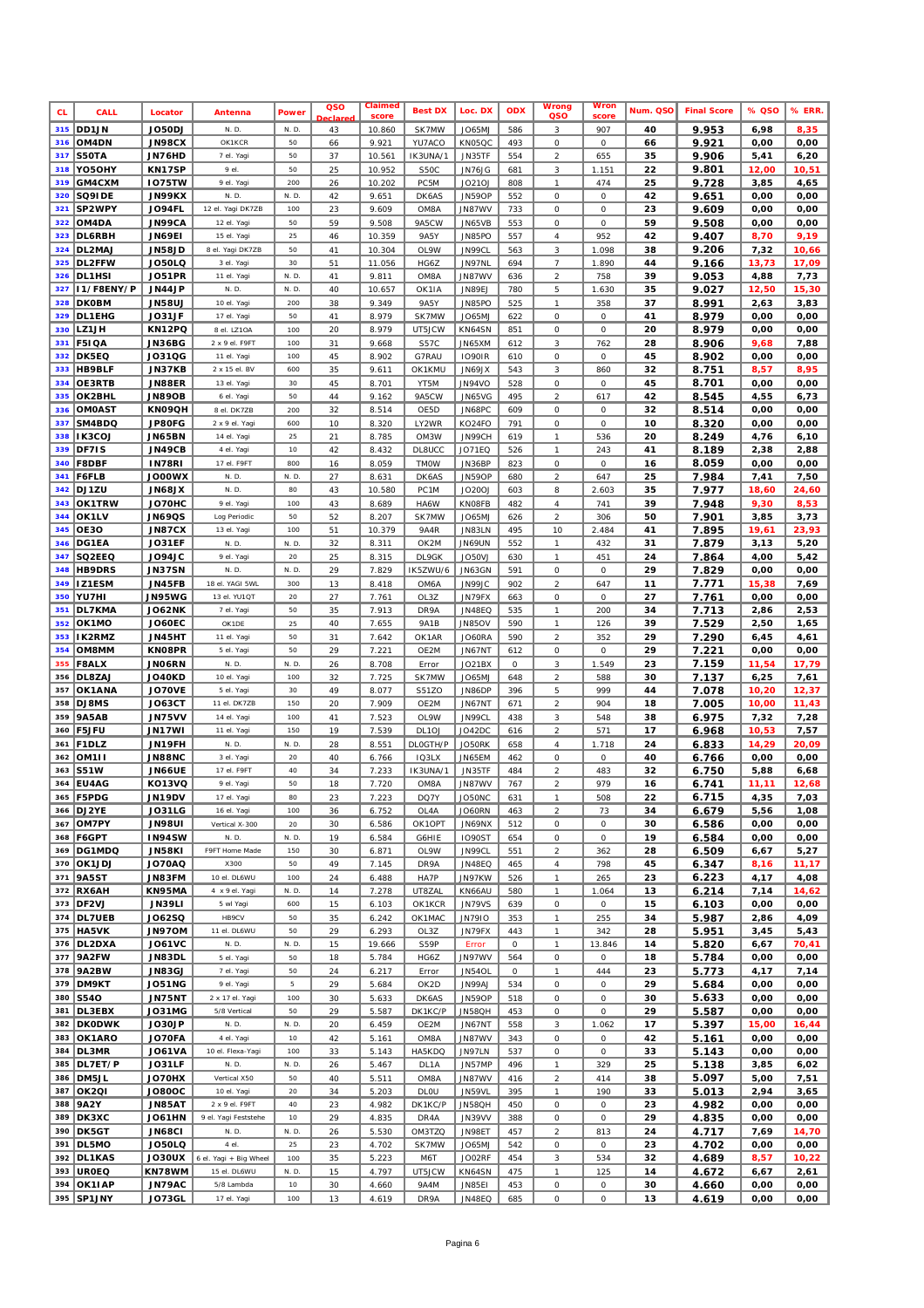| CL. | CALL | Locator | Antenna | Power | QSO Declared | Claimed score | Best DX | Loc. DX | ODX | Wrong QSO | Wron score | Num. QSO | Final Score | % QSO | % ERR. |
|---|---|---|---|---|---|---|---|---|---|---|---|---|---|---|---|
| 315 | DD1JN | JO50DJ | N. D. | N. D. | 43 | 10.860 | SK7MW | JO65MJ | 586 | 3 | 907 | 40 | 9.953 | 6,98 | 8,35 |
| 316 | OM4DN | JN98CX | OK1KCR | 50 | 66 | 9.921 | YU7ACO | KN05QC | 493 | 0 | 0 | 66 | 9.921 | 0,00 | 0,00 |
| 317 | S50TA | JN76HD | 7 el. Yagi | 50 | 37 | 10.561 | IK3UNA/1 | JN35TF | 554 | 2 | 655 | 35 | 9.906 | 5,41 | 6,20 |
| 318 | YO5OHY | KN17SP | 9 el. | 50 | 25 | 10.952 | S50C | JN76JG | 681 | 3 | 1.151 | 22 | 9.801 | 12,00 | 10,51 |
| 319 | GM4CXM | IO75TW | 9 el. Yagi | 200 | 26 | 10.202 | PC5M | JO21OJ | 808 | 1 | 474 | 25 | 9.728 | 3,85 | 4,65 |
| 320 | SQ9IDE | JN99KX | N. D. | N. D. | 42 | 9.651 | DK6AS | JN59OP | 552 | 0 | 0 | 42 | 9.651 | 0,00 | 0,00 |
| 321 | SP2WPY | JO94FL | 12 el. Yagi DK7ZB | 100 | 23 | 9.609 | OM8A | JN87WV | 733 | 0 | 0 | 23 | 9.609 | 0,00 | 0,00 |
| 322 | OM4DA | JN99CA | 12 el. Yagi | 50 | 59 | 9.508 | 9A5CW | JN65VB | 553 | 0 | 0 | 59 | 9.508 | 0,00 | 0,00 |
| 323 | DL6RBH | JN69EI | 15 el. Yagi | 25 | 46 | 10.359 | 9A5Y | JN85PO | 557 | 4 | 952 | 42 | 9.407 | 8,70 | 9,19 |
| 324 | DL2MAJ | JN58JD | 8 el. Yagi DK7ZB | 50 | 41 | 10.304 | OL9W | JN99CL | 563 | 3 | 1.098 | 38 | 9.206 | 7,32 | 10,66 |
| 325 | DL2FFW | JO50LQ | 3 el. Yagi | 30 | 51 | 11.056 | HG6Z | JN97NL | 694 | 7 | 1.890 | 44 | 9.166 | 13,73 | 17,09 |
| 326 | DL1HSI | JO51PR | 11 el. Yagi | N. D. | 41 | 9.811 | OM8A | JN87WV | 636 | 2 | 758 | 39 | 9.053 | 4,88 | 7,73 |
| 327 | I1/F8ENY/P | JN44JP | N. D. | N. D. | 40 | 10.657 | OK1IA | JN89EJ | 780 | 5 | 1.630 | 35 | 9.027 | 12,50 | 15,30 |
| 328 | DK0BM | JN58UJ | 10 el. Yagi | 200 | 38 | 9.349 | 9A5Y | JN85PO | 525 | 1 | 358 | 37 | 8.991 | 2,63 | 3,83 |
| 329 | DL1EHG | JO31JF | 17 el. Yagi | 50 | 41 | 8.979 | SK7MW | JO65MJ | 622 | 0 | 0 | 41 | 8.979 | 0,00 | 0,00 |
| 330 | LZ1JH | KN12PQ | 8 el. LZ1OA | 100 | 20 | 8.979 | UT5JCW | KN64SN | 851 | 0 | 0 | 20 | 8.979 | 0,00 | 0,00 |
| 331 | F5IQA | JN36BG | 2 x 9 el. F9FT | 100 | 31 | 9.668 | S57C | JN65XM | 612 | 3 | 762 | 28 | 8.906 | 9,68 | 7,88 |
| 332 | DK5EQ | JO31QG | 11 el. Yagi | 100 | 45 | 8.902 | G7RAU | IO90IR | 610 | 0 | 0 | 45 | 8.902 | 0,00 | 0,00 |
| 333 | HB9BLF | JN37KB | 2 x 15 el. BV | 600 | 35 | 9.611 | OK1KMU | JN69JX | 543 | 3 | 860 | 32 | 8.751 | 8,57 | 8,95 |
| 334 | OE3RTB | JN88ER | 13 el. Yagi | 30 | 45 | 8.701 | YT5M | JN94VO | 528 | 0 | 0 | 45 | 8.701 | 0,00 | 0,00 |
| 335 | OK2BHL | JN89OB | 6 el. Yagi | 50 | 44 | 9.162 | 9A5CW | JN65VG | 495 | 2 | 617 | 42 | 8.545 | 4,55 | 6,73 |
| 336 | OM0AST | KN09QH | 8 el. DK7ZB | 200 | 32 | 8.514 | OE5D | JN68PC | 609 | 0 | 0 | 32 | 8.514 | 0,00 | 0,00 |
| 337 | SM4BDQ | JP80FG | 2 x 9 el. Yagi | 600 | 10 | 8.320 | LY2WR | KO24FO | 791 | 0 | 0 | 10 | 8.320 | 0,00 | 0,00 |
| 338 | IK3COJ | JN65BN | 14 el. Yagi | 25 | 21 | 8.785 | OM3W | JN99CH | 619 | 1 | 536 | 20 | 8.249 | 4,76 | 6,10 |
| 339 | DF7IS | JN49CB | 4 el. Yagi | 10 | 42 | 8.432 | DL8UCC | JO71EQ | 526 | 1 | 243 | 41 | 8.189 | 2,38 | 2,88 |
| 340 | F8DBF | IN78RI | 17 el. F9FT | 800 | 16 | 8.059 | TM0W | JN36BP | 823 | 0 | 0 | 16 | 8.059 | 0,00 | 0,00 |
| 341 | F6FLB | JO00WX | N. D. | N. D. | 27 | 8.631 | DK6AS | JN59OP | 680 | 2 | 647 | 25 | 7.984 | 7,41 | 7,50 |
| 342 | DJ1ZU | JN68JX | N. D. | 80 | 43 | 10.580 | PC1M | JO20OJ | 603 | 8 | 2.603 | 35 | 7.977 | 18,60 | 24,60 |
| 343 | OK1TRW | JO70HC | 9 el. Yagi | 100 | 43 | 8.689 | HA6W | KN08FB | 482 | 4 | 741 | 39 | 7.948 | 9,30 | 8,53 |
| 344 | OK1LV | JN69QS | Log Periodic | 50 | 52 | 8.207 | SK7MW | JO65MJ | 626 | 2 | 306 | 50 | 7.901 | 3,85 | 3,73 |
| 345 | OE3O | JN87CX | 13 el. Yagi | 100 | 51 | 10.379 | 9A4R | JN83LN | 495 | 10 | 2.484 | 41 | 7.895 | 19,61 | 23,93 |
| 346 | DG1EA | JO31EF | N. D. | N. D. | 32 | 8.311 | OK2M | JN69UN | 552 | 1 | 432 | 31 | 7.879 | 3,13 | 5,20 |
| 347 | SQ2EEQ | JO94JC | 9 el. Yagi | 20 | 25 | 8.315 | DL9GK | JO50VJ | 630 | 1 | 451 | 24 | 7.864 | 4,00 | 5,42 |
| 348 | HB9DRS | JN37SN | N. D. | N. D. | 29 | 7.829 | IK5ZWU/6 | JN63GN | 591 | 0 | 0 | 29 | 7.829 | 0,00 | 0,00 |
| 349 | IZ1ESM | JN45FB | 18 el. YAGI SWL | 300 | 13 | 8.418 | OM6A | JN99JC | 902 | 2 | 647 | 11 | 7.771 | 15,38 | 7,69 |
| 350 | YU7HI | JN95WG | 13 el. YU1QT | 20 | 27 | 7.761 | OL3Z | JN79FX | 663 | 0 | 0 | 27 | 7.761 | 0,00 | 0,00 |
| 351 | DL7KMA | JO62NK | 7 el. Yagi | 50 | 35 | 7.913 | DR9A | JN48EQ | 535 | 1 | 200 | 34 | 7.713 | 2,86 | 2,53 |
| 352 | OK1MO | JO60EC | OK1DE | 25 | 40 | 7.655 | 9A1B | JN85OV | 590 | 1 | 126 | 39 | 7.529 | 2,50 | 1,65 |
| 353 | IK2RMZ | JN45HT | 11 el. Yagi | 50 | 31 | 7.642 | OK1AR | JO60RA | 590 | 2 | 352 | 29 | 7.290 | 6,45 | 4,61 |
| 354 | OM8MM | KN08PR | 5 el. Yagi | 50 | 29 | 7.221 | OE2M | JN67NT | 612 | 0 | 0 | 29 | 7.221 | 0,00 | 0,00 |
| 355 | F8ALX | JN06RN | N. D. | N. D. | 26 | 8.708 | Error | JO21BX | 0 | 3 | 1.549 | 23 | 7.159 | 11,54 | 17,79 |
| 356 | DL8ZAJ | JO40KD | 10 el. Yagi | 100 | 32 | 7.725 | SK7MW | JO65MJ | 648 | 2 | 588 | 30 | 7.137 | 6,25 | 7,61 |
| 357 | OK1ANA | JO70VE | 5 el. Yagi | 30 | 49 | 8.077 | S51ZO | JN86DP | 396 | 5 | 999 | 44 | 7.078 | 10,20 | 12,37 |
| 358 | DJ8MS | JO63CT | 11 el. DK7ZB | 150 | 20 | 7.909 | OE2M | JN67NT | 671 | 2 | 904 | 18 | 7.005 | 10,00 | 11,43 |
| 359 | 9A5AB | JN75VV | 14 el. Yagi | 100 | 41 | 7.523 | OL9W | JN99CL | 438 | 3 | 548 | 38 | 6.975 | 7,32 | 7,28 |
| 360 | F5JFU | JN17WI | 11 el. Yagi | 150 | 19 | 7.539 | DL1OJ | JO42DC | 616 | 2 | 571 | 17 | 6.968 | 10,53 | 7,57 |
| 361 | F1DLZ | JN19FH | N. D. | N. D. | 28 | 8.551 | DL0GTH/P | JO50RK | 658 | 4 | 1.718 | 24 | 6.833 | 14,29 | 20,09 |
| 362 | OM1II | JN88NC | 3 el. Yagi | 20 | 40 | 6.766 | IQ3LX | JN65EM | 462 | 0 | 0 | 40 | 6.766 | 0,00 | 0,00 |
| 363 | S51W | JN66UE | 17 el. F9FT | 40 | 34 | 7.233 | IK3UNA/1 | JN35TF | 484 | 2 | 483 | 32 | 6.750 | 5,88 | 6,68 |
| 364 | EU4AG | KO13VQ | 9 el. Yagi | 50 | 18 | 7.720 | OM8A | JN87WV | 767 | 2 | 979 | 16 | 6.741 | 11,11 | 12,68 |
| 365 | F5PDG | JN19DV | 17 el. Yagi | 80 | 23 | 7.223 | DQ7Y | JO50NC | 631 | 1 | 508 | 22 | 6.715 | 4,35 | 7,03 |
| 366 | DJ2YE | JO31LG | 16 el. Yagi | 100 | 36 | 6.752 | OL4A | JO60RN | 463 | 2 | 73 | 34 | 6.679 | 5,56 | 1,08 |
| 367 | OM7PY | JN98UI | Vertical X-300 | 20 | 30 | 6.586 | OK1OPT | JN69NX | 512 | 0 | 0 | 30 | 6.586 | 0,00 | 0,00 |
| 368 | F6GPT | IN94SW | N. D. | N. D. | 19 | 6.584 | G6HIE | IO90ST | 654 | 0 | 0 | 19 | 6.584 | 0,00 | 0,00 |
| 369 | DG1MDQ | JN58KI | F9FT Home Made | 150 | 30 | 6.871 | OL9W | JN99CL | 551 | 2 | 362 | 28 | 6.509 | 6,67 | 5,27 |
| 370 | OK1JDJ | JO70AQ | X300 | 50 | 49 | 7.145 | DR9A | JN48EQ | 465 | 4 | 798 | 45 | 6.347 | 8,16 | 11,17 |
| 371 | 9A5ST | JN83FM | 10 el. DL6WU | 100 | 24 | 6.488 | HA7P | JN97KW | 526 | 1 | 265 | 23 | 6.223 | 4,17 | 4,08 |
| 372 | RX6AH | KN95MA | 4 x 9 el. Yagi | N. D. | 14 | 7.278 | UT8ZAL | KN66AU | 580 | 1 | 1.064 | 13 | 6.214 | 7,14 | 14,62 |
| 373 | DF2VJ | JN39LI | 5 wl Yagi | 600 | 15 | 6.103 | OK1KCR | JN79VS | 639 | 0 | 0 | 15 | 6.103 | 0,00 | 0,00 |
| 374 | DL7UEB | JO62SQ | HB9CV | 50 | 35 | 6.242 | OK1MAC | JN79IO | 353 | 1 | 255 | 34 | 5.987 | 2,86 | 4,09 |
| 375 | HA5VK | JN97OM | 11 el. DL6WU | 50 | 29 | 6.293 | OL3Z | JN79FX | 443 | 1 | 342 | 28 | 5.951 | 3,45 | 5,43 |
| 376 | DL2DXA | JO61VC | N. D. | N. D. | 15 | 19.666 | S59P | Error | 0 | 1 | 13.846 | 14 | 5.820 | 6,67 | 70,41 |
| 377 | 9A2FW | JN83DL | 5 el. Yagi | 50 | 18 | 5.784 | HG6Z | JN97WV | 564 | 0 | 0 | 18 | 5.784 | 0,00 | 0,00 |
| 378 | 9A2BW | JN83GJ | 7 el. Yagi | 50 | 24 | 6.217 | Error | JN54OL | 0 | 1 | 444 | 23 | 5.773 | 4,17 | 7,14 |
| 379 | DM9KT | JO51NG | 9 el. Yagi | 5 | 29 | 5.684 | OK2D | JN99AJ | 534 | 0 | 0 | 29 | 5.684 | 0,00 | 0,00 |
| 380 | S54O | JN75NT | 2 x 17 el. Yagi | 100 | 30 | 5.633 | DK6AS | JN59OP | 518 | 0 | 0 | 30 | 5.633 | 0,00 | 0,00 |
| 381 | DL3EBX | JO31MG | 5/8 Vertical | 50 | 29 | 5.587 | DK1KC/P | JN58QH | 453 | 0 | 0 | 29 | 5.587 | 0,00 | 0,00 |
| 382 | DK0DWK | JO30JP | N. D. | N. D. | 20 | 6.459 | OE2M | JN67NT | 558 | 3 | 1.062 | 17 | 5.397 | 15,00 | 16,44 |
| 383 | OK1ARO | JO70FA | 4 el. Yagi | 10 | 42 | 5.161 | OM8A | JN87WV | 343 | 0 | 0 | 42 | 5.161 | 0,00 | 0,00 |
| 384 | DL3MR | JO61VA | 10 el. Flexa-Yagi | 100 | 33 | 5.143 | HA5KDQ | JN97LN | 537 | 0 | 0 | 33 | 5.143 | 0,00 | 0,00 |
| 385 | DL7ET/P | JO31LF | N. D. | N. D. | 26 | 5.467 | DL1A | JN57MP | 496 | 1 | 329 | 25 | 5.138 | 3,85 | 6,02 |
| 386 | DM5JL | JO70HX | Vertical X50 | 50 | 40 | 5.511 | OM8A | JN87WV | 416 | 2 | 414 | 38 | 5.097 | 5,00 | 7,51 |
| 387 | OK2QI | JO80OC | 10 el. Yagi | 20 | 34 | 5.203 | DL0U | JN59VL | 395 | 1 | 190 | 33 | 5.013 | 2,94 | 3,65 |
| 388 | 9A2Y | JN85AT | 2 x 9 el. F9FT | 40 | 23 | 4.982 | DK1KC/P | JN58QH | 450 | 0 | 0 | 23 | 4.982 | 0,00 | 0,00 |
| 389 | DK3XC | JO61HN | 9 el. Yagi Feststehe | 10 | 29 | 4.835 | DR4A | JN39VV | 388 | 0 | 0 | 29 | 4.835 | 0,00 | 0,00 |
| 390 | DK5GT | JN68CI | N. D. | N. D. | 26 | 5.530 | OM3TZQ | JN98ET | 457 | 2 | 813 | 24 | 4.717 | 7,69 | 14,70 |
| 391 | DL5MO | JO50LQ | 4 el. | 25 | 23 | 4.702 | SK7MW | JO65MJ | 542 | 0 | 0 | 23 | 4.702 | 0,00 | 0,00 |
| 392 | DL1KAS | JO30UX | 6 el. Yagi + Big Wheel | 100 | 35 | 5.223 | M6T | JO02RF | 454 | 3 | 534 | 32 | 4.689 | 8,57 | 10,22 |
| 393 | UR0EQ | KN78WM | 15 el. DL6WU | N. D. | 15 | 4.797 | UT5JCW | KN64SN | 475 | 1 | 125 | 14 | 4.672 | 6,67 | 2,61 |
| 394 | OK1IAP | JN79AC | 5/8 Lambda | 10 | 30 | 4.660 | 9A4M | JN85EI | 453 | 0 | 0 | 30 | 4.660 | 0,00 | 0,00 |
| 395 | SP1JNY | JO73GL | 17 el. Yagi | 100 | 13 | 4.619 | DR9A | JN48EQ | 685 | 0 | 0 | 13 | 4.619 | 0,00 | 0,00 |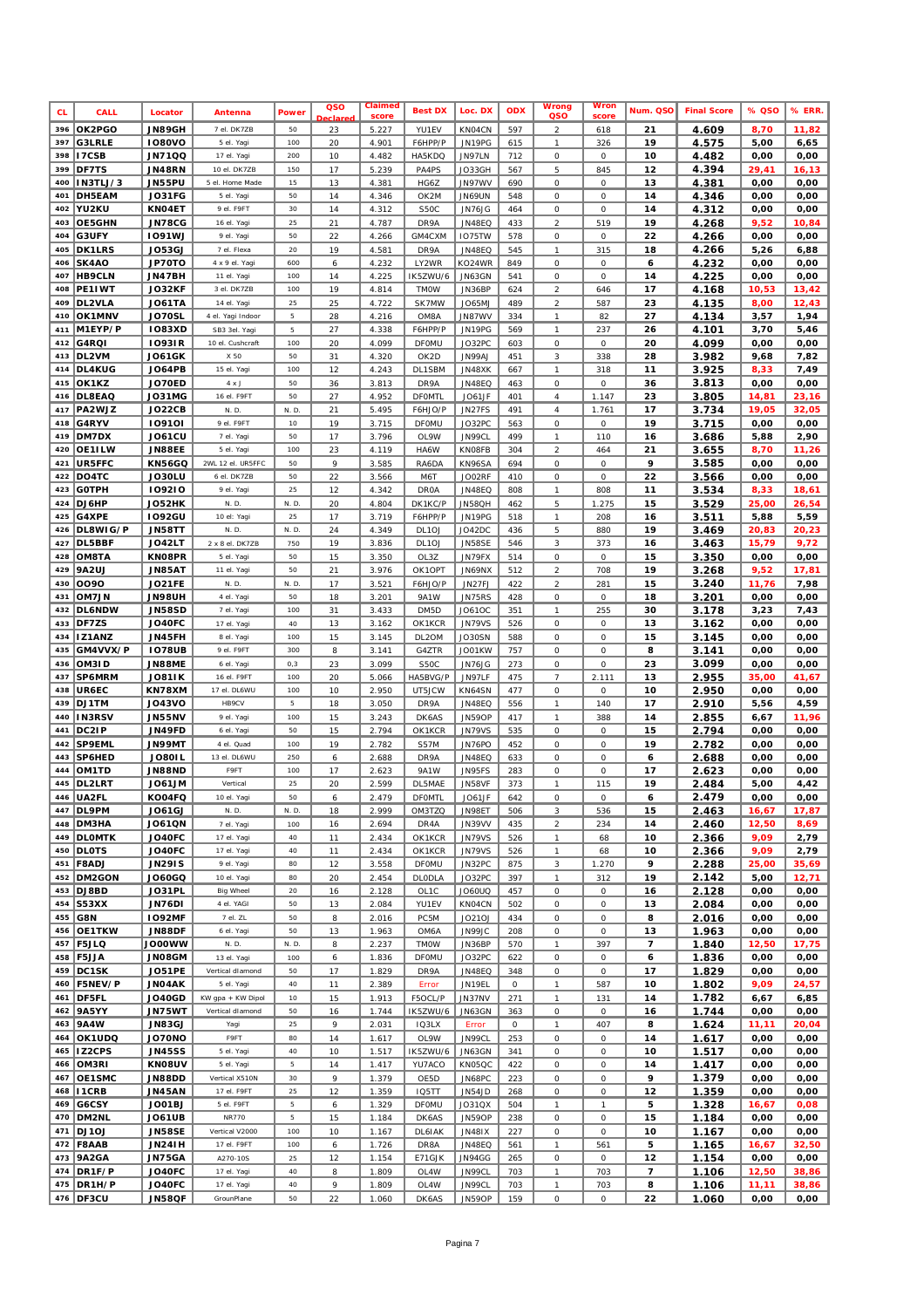| CL | CALL | Locator | Antenna | Power | QSO Declared | Claimed score | Best DX | Loc. DX | ODX | Wrong QSO | Wron score | Num. QSO | Final Score | % QSO | % ERR. |
|---|---|---|---|---|---|---|---|---|---|---|---|---|---|---|---|
| 396 | OK2PGO | JN89GH | 7 el. DK7ZB | 50 | 23 | 5.227 | YU1EV | KN04CN | 597 | 2 | 618 | 21 | 4.609 | 8,70 | 11,82 |
| 397 | G3LRLE | IO80VO | 5 el. Yagi | 100 | 20 | 4.901 | F6HPP/P | JN19PG | 615 | 1 | 326 | 19 | 4.575 | 5,00 | 6,65 |
| 398 | I7CSB | JN71QQ | 17 el. Yagi | 200 | 10 | 4.482 | HA5KDQ | JN97LN | 712 | 0 | 0 | 10 | 4.482 | 0,00 | 0,00 |
| 399 | DF7TS | JN48RN | 10 el. DK7ZB | 150 | 17 | 5.239 | PA4PS | JO33GH | 567 | 5 | 845 | 12 | 4.394 | 29,41 | 16,13 |
| 400 | IN3TLJ/3 | JN55PU | 5 el. Home Made | 15 | 13 | 4.381 | HG6Z | JN97WV | 690 | 0 | 0 | 13 | 4.381 | 0,00 | 0,00 |
| 401 | DH5EAM | JO31FG | 5 el. Yagi | 50 | 14 | 4.346 | OK2M | JN69UN | 548 | 0 | 0 | 14 | 4.346 | 0,00 | 0,00 |
| 402 | YU2KU | KN04ET | 9 el. F9FT | 30 | 14 | 4.312 | S50C | JN76JG | 464 | 0 | 0 | 14 | 4.312 | 0,00 | 0,00 |
| 403 | OE5GHN | JN78CG | 16 el. Yagi | 25 | 21 | 4.787 | DR9A | JN48EQ | 433 | 2 | 519 | 19 | 4.268 | 9,52 | 10,84 |
| 404 | G3UFY | IO91WJ | 9 el. Yagi | 50 | 22 | 4.266 | GM4CXM | IO75TW | 578 | 0 | 0 | 22 | 4.266 | 0,00 | 0,00 |
| 405 | DK1LRS | JO53GJ | 7 el. Flexa | 20 | 19 | 4.581 | DR9A | JN48EQ | 545 | 1 | 315 | 18 | 4.266 | 5,26 | 6,88 |
| 406 | SK4AO | JP70TO | 4 x 9 el. Yagi | 600 | 6 | 4.232 | LY2WR | KO24WR | 849 | 0 | 0 | 6 | 4.232 | 0,00 | 0,00 |
| 407 | HB9CLN | JN47BH | 11 el. Yagi | 100 | 14 | 4.225 | IK5ZWU/6 | JN63GN | 541 | 0 | 0 | 14 | 4.225 | 0,00 | 0,00 |
| 408 | PE1IWT | JO32KF | 3 el. DK7ZB | 100 | 19 | 4.814 | TM0W | JN36BP | 624 | 2 | 646 | 17 | 4.168 | 10,53 | 13,42 |
| 409 | DL2VLA | JO61TA | 14 el. Yagi | 25 | 25 | 4.722 | SK7MW | JO65MJ | 489 | 2 | 587 | 23 | 4.135 | 8,00 | 12,43 |
| 410 | OK1MNV | JO70SL | 4 el. Yagi Indoor | 5 | 28 | 4.216 | OM8A | JN87WV | 334 | 1 | 82 | 27 | 4.134 | 3,57 | 1,94 |
| 411 | M1EYP/P | IO83XD | SB3 3el. Yagi | 5 | 27 | 4.338 | F6HPP/P | JN19PG | 569 | 1 | 237 | 26 | 4.101 | 3,70 | 5,46 |
| 412 | G4RQI | IO93IR | 10 el. Cushcraft | 100 | 20 | 4.099 | DF0MU | JO32PC | 603 | 0 | 0 | 20 | 4.099 | 0,00 | 0,00 |
| 413 | DL2VM | JO61GK | X 50 | 50 | 31 | 4.320 | OK2D | JN99AJ | 451 | 3 | 338 | 28 | 3.982 | 9,68 | 7,82 |
| 414 | DL4KUG | JO64PB | 15 el. Yagi | 100 | 12 | 4.243 | DL1SBM | JN48XK | 667 | 1 | 318 | 11 | 3.925 | 8,33 | 7,49 |
| 415 | OK1KZ | JO70ED | 4 x J | 50 | 36 | 3.813 | DR9A | JN48EQ | 463 | 0 | 0 | 36 | 3.813 | 0,00 | 0,00 |
| 416 | DL8EAQ | JO31MG | 16 el. F9FT | 50 | 27 | 4.952 | DF0MTL | JO61JF | 401 | 4 | 1.147 | 23 | 3.805 | 14,81 | 23,16 |
| 417 | PA2WJZ | JO22CB | N. D. | N. D. | 21 | 5.495 | F6HJO/P | JN27FS | 491 | 4 | 1.761 | 17 | 3.734 | 19,05 | 32,05 |
| 418 | G4RYV | IO91OI | 9 el. F9FT | 10 | 19 | 3.715 | DF0MU | JO32PC | 563 | 0 | 0 | 19 | 3.715 | 0,00 | 0,00 |
| 419 | DM7DX | JO61CU | 7 el. Yagi | 50 | 17 | 3.796 | OL9W | JN99CL | 499 | 1 | 110 | 16 | 3.686 | 5,88 | 2,90 |
| 420 | OE1ILW | JN88EE | 5 el. Yagi | 100 | 23 | 4.119 | HA6W | KN08FB | 304 | 2 | 464 | 21 | 3.655 | 8,70 | 11,26 |
| 421 | UR5FFC | KN56GQ | 2WL 12 el. UR5FFC | 50 | 9 | 3.585 | RA6DA | KN96SA | 694 | 0 | 0 | 9 | 3.585 | 0,00 | 0,00 |
| 422 | DO4TC | JO30LU | 6 el. DK7ZB | 50 | 22 | 3.566 | M6T | JO02RF | 410 | 0 | 0 | 22 | 3.566 | 0,00 | 0,00 |
| 423 | G0TPH | IO92IO | 9 el. Yagi | 25 | 12 | 4.342 | DR0A | JN48EQ | 808 | 1 | 808 | 11 | 3.534 | 8,33 | 18,61 |
| 424 | DJ6HP | JO52HK | N. D. | N. D. | 20 | 4.804 | DK1KC/P | JN58QH | 462 | 5 | 1.275 | 15 | 3.529 | 25,00 | 26,54 |
| 425 | G4XPE | IO92GU | 10 el: Yagi | 25 | 17 | 3.719 | F6HPP/P | JN19PG | 518 | 1 | 208 | 16 | 3.511 | 5,88 | 5,59 |
| 426 | DL8WIG/P | JN58TT | N. D. | N. D. | 24 | 4.349 | DL1OJ | JO42DC | 436 | 5 | 880 | 19 | 3.469 | 20,83 | 20,23 |
| 427 | DL5BBF | JO42LT | 2 x 8 el. DK7ZB | 750 | 19 | 3.836 | DL1OJ | JN58SE | 546 | 3 | 373 | 16 | 3.463 | 15,79 | 9,72 |
| 428 | OM8TA | KN08PR | 5 el. Yagi | 50 | 15 | 3.350 | OL3Z | JN79FX | 514 | 0 | 0 | 15 | 3.350 | 0,00 | 0,00 |
| 429 | 9A2UJ | JN85AT | 11 el. Yagi | 50 | 21 | 3.976 | OK1OPT | JN69NX | 512 | 2 | 708 | 19 | 3.268 | 9,52 | 17,81 |
| 430 | OO9O | JO21FE | N. D. | N. D. | 17 | 3.521 | F6HJO/P | JN27FJ | 422 | 2 | 281 | 15 | 3.240 | 11,76 | 7,98 |
| 431 | OM7JN | JN98UH | 4 el. Yagi | 50 | 18 | 3.201 | 9A1W | JN75RS | 428 | 0 | 0 | 18 | 3.201 | 0,00 | 0,00 |
| 432 | DL6NDW | JN58SD | 7 el. Yagi | 100 | 31 | 3.433 | DM5D | JO61OC | 351 | 1 | 255 | 30 | 3.178 | 3,23 | 7,43 |
| 433 | DF7ZS | JO40FC | 17 el. Yagi | 40 | 13 | 3.162 | OK1KCR | JN79VS | 526 | 0 | 0 | 13 | 3.162 | 0,00 | 0,00 |
| 434 | IZ1ANZ | JN45FH | 8 el. Yagi | 100 | 15 | 3.145 | DL2OM | JO30SN | 588 | 0 | 0 | 15 | 3.145 | 0,00 | 0,00 |
| 435 | GM4VVX/P | IO78UB | 9 el. F9FT | 300 | 8 | 3.141 | G4ZTR | JO01KW | 757 | 0 | 0 | 8 | 3.141 | 0,00 | 0,00 |
| 436 | OM3ID | JN88ME | 6 el. Yagi | 0,3 | 23 | 3.099 | S50C | JN76JG | 273 | 0 | 0 | 23 | 3.099 | 0,00 | 0,00 |
| 437 | SP6MRM | JO81IK | 16 el. F9FT | 100 | 20 | 5.066 | HA5BVG/P | JN97LF | 475 | 7 | 2.111 | 13 | 2.955 | 35,00 | 41,67 |
| 438 | UR6EC | KN78XM | 17 el. DL6WU | 100 | 10 | 2.950 | UT5JCW | KN64SN | 477 | 0 | 0 | 10 | 2.950 | 0,00 | 0,00 |
| 439 | DJ1TM | JO43VO | HB9CV | 5 | 18 | 3.050 | DR9A | JN48EQ | 556 | 1 | 140 | 17 | 2.910 | 5,56 | 4,59 |
| 440 | IN3RSV | JN55NV | 9 el. Yagi | 100 | 15 | 3.243 | DK6AS | JN59OP | 417 | 1 | 388 | 14 | 2.855 | 6,67 | 11,96 |
| 441 | DC2IP | JN49FD | 6 el. Yagi | 50 | 15 | 2.794 | OK1KCR | JN79VS | 535 | 0 | 0 | 15 | 2.794 | 0,00 | 0,00 |
| 442 | SP9EML | JN99MT | 4 el. Quad | 100 | 19 | 2.782 | S57M | JN76PO | 452 | 0 | 0 | 19 | 2.782 | 0,00 | 0,00 |
| 443 | SP6HED | JO80IL | 13 el. DL6WU | 250 | 6 | 2.688 | DR9A | JN48EQ | 633 | 0 | 0 | 6 | 2.688 | 0,00 | 0,00 |
| 444 | OM1TD | JN88ND | F9FT | 100 | 17 | 2.623 | 9A1W | JN95FS | 283 | 0 | 0 | 17 | 2.623 | 0,00 | 0,00 |
| 445 | DL2LRT | JO61JM | Vertical | 25 | 20 | 2.599 | DL5MAE | JN58VF | 373 | 1 | 115 | 19 | 2.484 | 5,00 | 4,42 |
| 446 | UA2FL | KO04FQ | 10 el. Yagi | 50 | 6 | 2.479 | DF0MTL | JO61JF | 642 | 0 | 0 | 6 | 2.479 | 0,00 | 0,00 |
| 447 | DL9PM | JO61GJ | N. D. | N. D. | 18 | 2.999 | OM3TZQ | JN98ET | 506 | 3 | 536 | 15 | 2.463 | 16,67 | 17,87 |
| 448 | DM3HA | JO61QN | 7 el. Yagi | 100 | 16 | 2.694 | DR4A | JN39VV | 435 | 2 | 234 | 14 | 2.460 | 12,50 | 8,69 |
| 449 | DL0MTK | JO40FC | 17 el. Yagi | 40 | 11 | 2.434 | OK1KCR | JN79VS | 526 | 1 | 68 | 10 | 2.366 | 9,09 | 2,79 |
| 450 | DL0TS | JO40FC | 17 el. Yagi | 40 | 11 | 2.434 | OK1KCR | JN79VS | 526 | 1 | 68 | 10 | 2.366 | 9,09 | 2,79 |
| 451 | F8ADJ | JN29IS | 9 el. Yagi | 80 | 12 | 3.558 | DF0MU | JN32PC | 875 | 3 | 1.270 | 9 | 2.288 | 25,00 | 35,69 |
| 452 | DM2GON | JO60GQ | 10 el. Yagi | 80 | 20 | 2.454 | DL0DLA | JO32PC | 397 | 1 | 312 | 19 | 2.142 | 5,00 | 12,71 |
| 453 | DJ8BD | JO31PL | Big Wheel | 20 | 16 | 2.128 | OL1C | JO60UQ | 457 | 0 | 0 | 16 | 2.128 | 0,00 | 0,00 |
| 454 | S53XX | JN76DI | 4 el. YAGI | 50 | 13 | 2.084 | YU1EV | KN04CN | 502 | 0 | 0 | 13 | 2.084 | 0,00 | 0,00 |
| 455 | G8N | IO92MF | 7 el. ZL | 50 | 8 | 2.016 | PC5M | JO21OJ | 434 | 0 | 0 | 8 | 2.016 | 0,00 | 0,00 |
| 456 | OE1TKW | JN88DF | 6 el. Yagi | 50 | 13 | 1.963 | OM6A | JN99JC | 208 | 0 | 0 | 13 | 1.963 | 0,00 | 0,00 |
| 457 | F5JLQ | JO00WW | N. D. | N. D. | 8 | 2.237 | TM0W | JN36BP | 570 | 1 | 397 | 7 | 1.840 | 12,50 | 17,75 |
| 458 | F5JJA | JN08GM | 13 el. Yagi | 100 | 6 | 1.836 | DF0MU | JO32PC | 622 | 0 | 0 | 6 | 1.836 | 0,00 | 0,00 |
| 459 | DC1SK | JO51PE | Vertical diamond | 50 | 17 | 1.829 | DR9A | JN48EQ | 348 | 0 | 0 | 17 | 1.829 | 0,00 | 0,00 |
| 460 | F5NEV/P | JN04AK | 5 el. Yagi | 40 | 11 | 2.389 | Error | JN19EL | 0 | 1 | 587 | 10 | 1.802 | 9,09 | 24,57 |
| 461 | DF5FL | JO40GD | KW gpa + KW Dipol | 10 | 15 | 1.913 | F5OCL/P | JN37NV | 271 | 1 | 131 | 14 | 1.782 | 6,67 | 6,85 |
| 462 | 9A5YY | JN75WT | Vertical diamond | 50 | 16 | 1.744 | IK5ZWU/6 | JN63GN | 363 | 0 | 0 | 16 | 1.744 | 0,00 | 0,00 |
| 463 | 9A4W | JN83GJ | Yagi | 25 | 9 | 2.031 | IQ3LX | Error | 0 | 1 | 407 | 8 | 1.624 | 11,11 | 20,04 |
| 464 | OK1UDQ | JO70NO | F9FT | 80 | 14 | 1.617 | OL9W | JN99CL | 253 | 0 | 0 | 14 | 1.617 | 0,00 | 0,00 |
| 465 | IZ2CPS | JN45SS | 5 el. Yagi | 40 | 10 | 1.517 | IK5ZWU/6 | JN63GN | 341 | 0 | 0 | 10 | 1.517 | 0,00 | 0,00 |
| 466 | OM3RI | KN08UV | 5 el. Yagi | 5 | 14 | 1.417 | YU7ACO | KN05QC | 422 | 0 | 0 | 14 | 1.417 | 0,00 | 0,00 |
| 467 | OE1SMC | JN88DD | Vertical X510N | 30 | 9 | 1.379 | OE5D | JN68PC | 223 | 0 | 0 | 9 | 1.379 | 0,00 | 0,00 |
| 468 | I1CRB | JN45AN | 17 el. F9FT | 25 | 12 | 1.359 | IQ5TT | JN54JD | 268 | 0 | 0 | 12 | 1.359 | 0,00 | 0,00 |
| 469 | G6CSY | JO01BJ | 5 el. F9FT | 5 | 6 | 1.329 | DF0MU | JO31QX | 504 | 1 | 1 | 5 | 1.328 | 16,67 | 0,08 |
| 470 | DM2NL | JO61UB | NR770 | 5 | 15 | 1.184 | DK6AS | JN59OP | 238 | 0 | 0 | 15 | 1.184 | 0,00 | 0,00 |
| 471 | DJ1OJ | JN58SE | Vertical V2000 | 100 | 10 | 1.167 | DL6IAK | JN48IX | 227 | 0 | 0 | 10 | 1.167 | 0,00 | 0,00 |
| 472 | F8AAB | JN24IH | 17 el. F9FT | 100 | 6 | 1.726 | DR8A | JN48EQ | 561 | 1 | 561 | 5 | 1.165 | 16,67 | 32,50 |
| 473 | 9A2GA | JN75GA | A270-10S | 25 | 12 | 1.154 | E71GJK | JN94GG | 265 | 0 | 0 | 12 | 1.154 | 0,00 | 0,00 |
| 474 | DR1F/P | JO40FC | 17 el. Yagi | 40 | 8 | 1.809 | OL4W | JN99CL | 703 | 1 | 703 | 7 | 1.106 | 12,50 | 38,86 |
| 475 | DR1H/P | JO40FC | 17 el. Yagi | 40 | 9 | 1.809 | OL4W | JN99CL | 703 | 1 | 703 | 8 | 1.106 | 11,11 | 38,86 |
| 476 | DF3CU | JN58QF | GrounPlane | 50 | 22 | 1.060 | DK6AS | JN59OP | 159 | 0 | 0 | 22 | 1.060 | 0,00 | 0,00 |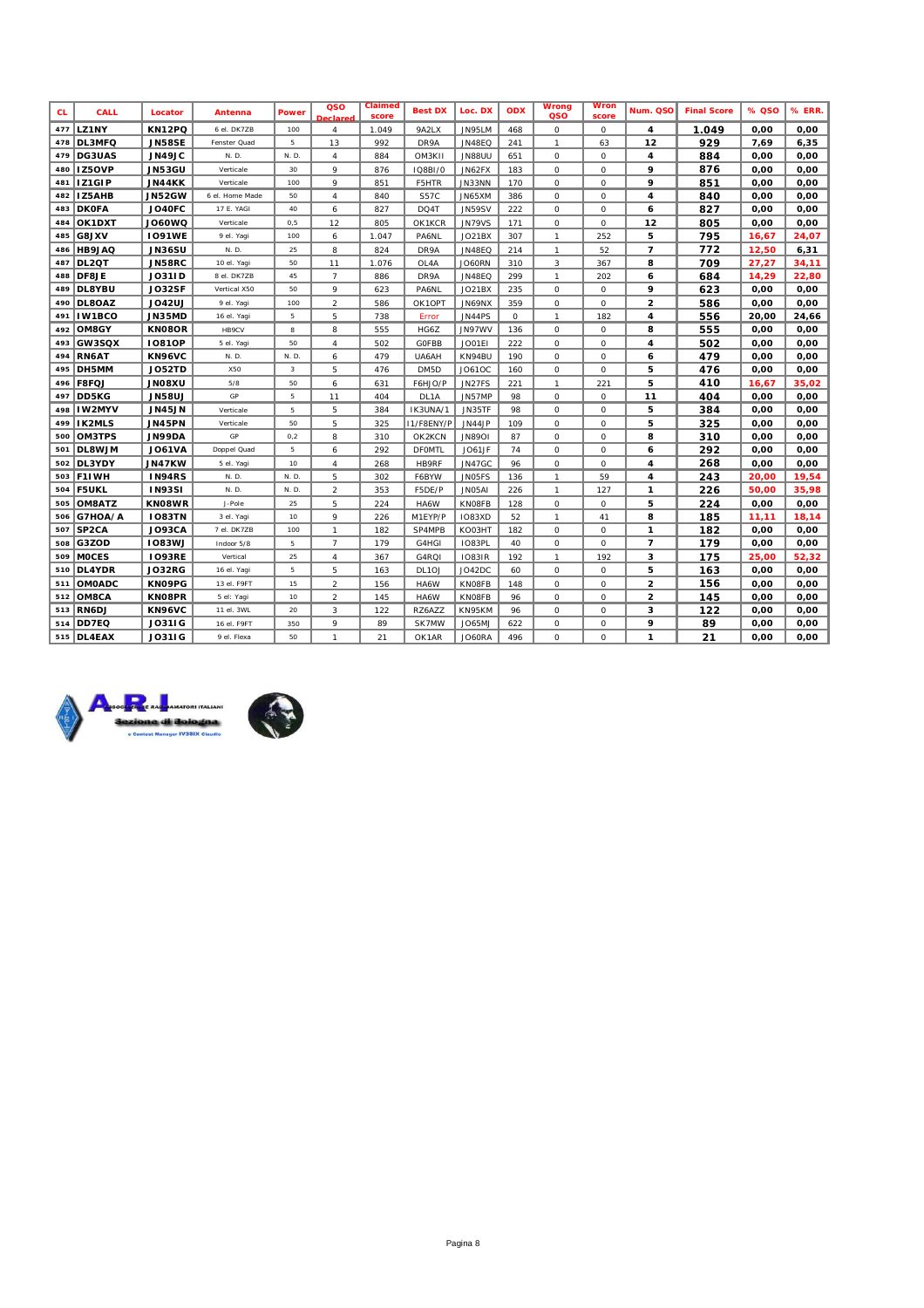| CL | CALL | Locator | Antenna | Power | QSO Declared | Claimed score | Best DX | Loc. DX | ODX | Wrong QSO | Wron score | Num. QSO | Final Score | % QSO | % ERR. |
|---|---|---|---|---|---|---|---|---|---|---|---|---|---|---|---|
| 477 | LZ1NY | KN12PQ | 6 el. DK7ZB | 100 | 4 | 1.049 | 9A2LX | JN95LM | 468 | 0 | 0 | 4 | 1.049 | 0,00 | 0,00 |
| 478 | DL3MFQ | JN58SE | Fenster Quad | 5 | 13 | 992 | DR9A | JN48EQ | 241 | 1 | 63 | 12 | 929 | 7,69 | 6,35 |
| 479 | DG3UAS | JN49JC | N. D. | N. D. | 4 | 884 | OM3KII | JN88UU | 651 | 0 | 0 | 4 | 884 | 0,00 | 0,00 |
| 480 | IZ5OVP | JN53GU | Verticale | 30 | 9 | 876 | IQ8BI/0 | JN62FX | 183 | 0 | 0 | 9 | 876 | 0,00 | 0,00 |
| 481 | IZ1GIP | JN44KK | Verticale | 100 | 9 | 851 | F5HTR | JN33NN | 170 | 0 | 0 | 9 | 851 | 0,00 | 0,00 |
| 482 | IZ5AHB | JN52GW | 6 el. Home Made | 50 | 4 | 840 | S57C | JN65XM | 386 | 0 | 0 | 4 | 840 | 0,00 | 0,00 |
| 483 | DK0FA | JO40FC | 17 E. YAGI | 40 | 6 | 827 | DQ4T | JN59SV | 222 | 0 | 0 | 6 | 827 | 0,00 | 0,00 |
| 484 | OK1DXT | JO60WQ | Verticale | 0,5 | 12 | 805 | OK1KCR | JN79VS | 171 | 0 | 0 | 12 | 805 | 0,00 | 0,00 |
| 485 | G8JXV | IO91WE | 9 el. Yagi | 100 | 6 | 1.047 | PA6NL | JO21BX | 307 | 1 | 252 | 5 | 795 | 16,67 | 24,07 |
| 486 | HB9JAQ | JN36SU | N. D. | 25 | 8 | 824 | DR9A | JN48EQ | 214 | 1 | 52 | 7 | 772 | 12,50 | 6,31 |
| 487 | DL2QT | JN58RC | 10 el. Yagi | 50 | 11 | 1.076 | OL4A | JO60RN | 310 | 3 | 367 | 8 | 709 | 27,27 | 34,11 |
| 488 | DF8JE | JO31ID | 8 el. DK7ZB | 45 | 7 | 886 | DR9A | JN48EQ | 299 | 1 | 202 | 6 | 684 | 14,29 | 22,80 |
| 489 | DL8YBU | JO32SF | Vertical X50 | 50 | 9 | 623 | PA6NL | JO21BX | 235 | 0 | 0 | 9 | 623 | 0,00 | 0,00 |
| 490 | DL8OAZ | JO42UJ | 9 el. Yagi | 100 | 2 | 586 | OK1OPT | JN69NX | 359 | 0 | 0 | 2 | 586 | 0,00 | 0,00 |
| 491 | IW1BCO | JN35MD | 16 el. Yagi | 5 | 5 | 738 | Error | JN44PS | 0 | 1 | 182 | 4 | 556 | 20,00 | 24,66 |
| 492 | OM8GY | KN08OR | HB9CV | 8 | 8 | 555 | HG6Z | JN97WV | 136 | 0 | 0 | 8 | 555 | 0,00 | 0,00 |
| 493 | GW3SQX | IO81OP | 5 el. Yagi | 50 | 4 | 502 | G0FBB | JO01EI | 222 | 0 | 0 | 4 | 502 | 0,00 | 0,00 |
| 494 | RN6AT | KN96VC | N. D. | N. D. | 6 | 479 | UA6AH | KN94BU | 190 | 0 | 0 | 6 | 479 | 0,00 | 0,00 |
| 495 | DH5MM | JO52TD | X50 | 3 | 5 | 476 | DM5D | JO61OC | 160 | 0 | 0 | 5 | 476 | 0,00 | 0,00 |
| 496 | F8FQJ | JN08XU | 5/8 | 50 | 6 | 631 | F6HJO/P | JN27FS | 221 | 1 | 221 | 5 | 410 | 16,67 | 35,02 |
| 497 | DD5KG | JN58UJ | GP | 5 | 11 | 404 | DL1A | JN57MP | 98 | 0 | 0 | 11 | 404 | 0,00 | 0,00 |
| 498 | IW2MYV | JN45JN | Verticale | 5 | 5 | 384 | IK3UNA/1 | JN35TF | 98 | 0 | 0 | 5 | 384 | 0,00 | 0,00 |
| 499 | IK2MLS | JN45PN | Verticale | 50 | 5 | 325 | I1/F8ENY/P | JN44JP | 109 | 0 | 0 | 5 | 325 | 0,00 | 0,00 |
| 500 | OM3TPS | JN99DA | GP | 0,2 | 8 | 310 | OK2KCN | JN89OI | 87 | 0 | 0 | 8 | 310 | 0,00 | 0,00 |
| 501 | DL8WJM | JO61VA | Doppel Quad | 5 | 6 | 292 | DF0MTL | JO61JF | 74 | 0 | 0 | 6 | 292 | 0,00 | 0,00 |
| 502 | DL3YDY | JN47KW | 5 el. Yagi | 10 | 4 | 268 | HB9RF | JN47GC | 96 | 0 | 0 | 4 | 268 | 0,00 | 0,00 |
| 503 | F1IWH | IN94RS | N. D. | N. D. | 5 | 302 | F6BYW | JN05FS | 136 | 1 | 59 | 4 | 243 | 20,00 | 19,54 |
| 504 | F5UKL | IN93SI | N. D. | N. D. | 2 | 353 | F5DE/P | JN05AI | 226 | 1 | 127 | 1 | 226 | 50,00 | 35,98 |
| 505 | OM8ATZ | KN08WR | J-Pole | 25 | 5 | 224 | HA6W | KN08FB | 128 | 0 | 0 | 5 | 224 | 0,00 | 0,00 |
| 506 | G7HOA/A | IO83TN | 3 el. Yagi | 10 | 9 | 226 | M1EYP/P | IO83XD | 52 | 1 | 41 | 8 | 185 | 11,11 | 18,14 |
| 507 | SP2CA | JO93CA | 7 el. DK7ZB | 100 | 1 | 182 | SP4MPB | KO03HT | 182 | 0 | 0 | 1 | 182 | 0,00 | 0,00 |
| 508 | G3ZOD | IO83WJ | Indoor 5/8 | 5 | 7 | 179 | G4HGI | IO83PL | 40 | 0 | 0 | 7 | 179 | 0,00 | 0,00 |
| 509 | M0CES | IO93RE | Vertical | 25 | 4 | 367 | G4RQI | IO83IR | 192 | 1 | 192 | 3 | 175 | 25,00 | 52,32 |
| 510 | DL4YDR | JO32RG | 16 el. Yagi | 5 | 5 | 163 | DL1OJ | JO42DC | 60 | 0 | 0 | 5 | 163 | 0,00 | 0,00 |
| 511 | OM0ADC | KN09PG | 13 el. F9FT | 15 | 2 | 156 | HA6W | KN08FB | 148 | 0 | 0 | 2 | 156 | 0,00 | 0,00 |
| 512 | OM8CA | KN08PR | 5 el: Yagi | 10 | 2 | 145 | HA6W | KN08FB | 96 | 0 | 0 | 2 | 145 | 0,00 | 0,00 |
| 513 | RN6DJ | KN96VC | 11 el. 3WL | 20 | 3 | 122 | RZ6AZZ | KN95KM | 96 | 0 | 0 | 3 | 122 | 0,00 | 0,00 |
| 514 | DD7EQ | JO31IG | 16 el. F9FT | 350 | 9 | 89 | SK7MW | JO65MJ | 622 | 0 | 0 | 9 | 89 | 0,00 | 0,00 |
| 515 | DL4EAX | JO31IG | 9 el. Flexa | 50 | 1 | 21 | OK1AR | JO60RA | 496 | 0 | 0 | 1 | 21 | 0,00 | 0,00 |

A.R.I. Associazione Radioamatori Italiani – Sezione di Bologna – Contest Manager IV3BIX Claudio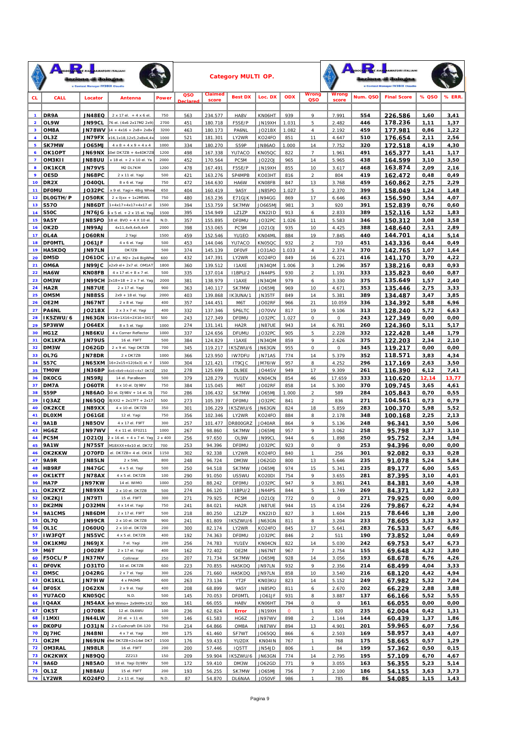A.R.I. Associazione Radioamatori Italiani — Sezione di Bologna — Contest Manager IV3SIX Claudio

## Category MULTI OP.

| CL | CALL | Locator | Antenna | Power | QSO Declared | Claimed score | Best DX | Loc. DX | ODX | Wrong QSO | Wrong score | Num. QSO | Final Score | % QSO | % ERR. |
|---|---|---|---|---|---|---|---|---|---|---|---|---|---|---|---|
| 1 | DR9A | JN48EQ | 2 x 17 el. + 4 x 6 el. | 750 | 563 | 234.577 | HA8V | KN06HT | 939 | 9 | 7.991 | 554 | 226.586 | 1,60 | 3,41 |
| 2 | OL9W | JN99CL | 76 el. (4x6 2x17M2 2x9) | 2700 | 451 | 180.718 | F5SE/P | JN19XH | 1.031 | 5 | 2.482 | 446 | 178.236 | 1,11 | 1,37 |
| 3 | OM8A | JN78WV | 14 + 4x16 + 2x8+ 2x8x7 | 3200 | 463 | 180.173 | PA6NL | JO21BX | 1.082 | 4 | 2.192 | 459 | 177.981 | 0,86 | 1,22 |
| 4 | OL3Z | JN79FX | x16,1x18,12x5,2x8x4,4x | 1000 | 521 | 181.301 | LY2WR | KO24FO | 851 | 11 | 4.647 | 510 | 176.654 | 2,11 | 2,56 |
| 5 | SK7MW | JO65MJ | 4 x 8 + 4 x 9 + 4 x 4 | 1000 | 334 | 180.270 | S59P | JN86AO | 1.000 | 14 | 7.752 | 320 | 172.518 | 4,19 | 4,30 |
| 6 | OK1OPT | JN69NX | 10el DK7ZB + 4x4DK7ZB | 1200 | 498 | 167.338 | YU7ACO | KN05QC | 822 | 7 | 1.961 | 491 | 165.377 | 1,41 | 1,17 |
| 7 | OM3KII | JN88UU | x 18 el. + 2 x 10 el. Ya | 2000 | 452 | 170.564 | PC5M | JO22OJ | 965 | 14 | 5.965 | 438 | 164.599 | 3,10 | 3,50 |
| 8 | OK1KCR | JN79VS | M2 DL7KM | 1200 | 478 | 167.491 | F5SE/P | JN19XH | 855 | 10 | 3.617 | 468 | 163.874 | 2,09 | 2,16 |
| 9 | OE5D | JN68PC | 2 x 11 el. Yagi | 500 | 421 | 163.276 | SP4MPB | KO03HT | 816 | 2 | 804 | 419 | 162.472 | 0,48 | 0,49 |
| 10 | DR2X | JO40QL | 8 x 6 el. Yagi | 750 | 472 | 164.630 | HA6W | KN08FB | 847 | 13 | 3.768 | 459 | 160.862 | 2,75 | 2,29 |
| 11 | DF0MU | JO32PC | x 9 el. Yagi+ 4Big Whee | 650 | 404 | 160.419 | 9A5Y | JN85PO | 1.027 | 5 | 2.370 | 399 | 158.049 | 1,24 | 1,48 |
| 12 | DL0GTH/P | JO50RK | 2 x 0jxx + 1x2M5WL | 750 | 480 | 163.236 | E71GJK | JN94GG | 869 | 17 | 6.646 | 463 | 156.590 | 3,54 | 4,07 |
| 13 | S57O | JN86DT | 1+4x17+4x17+4x17 el | 1500 | 394 | 153.759 | SK7MW | JO65MJ | 981 | 3 | 920 | 391 | 152.839 | 0,76 | 0,60 |
| 14 | S50C | JN76JG | 6 x 5 el. + 2 x 15 el. Yag | 1500 | 395 | 154.949 | LZ1ZP | KN22ID | 913 | 6 | 2.833 | 389 | 152.116 | 1,52 | 1,83 |
| 15 | 9A5Y | JN85PO | 18 el. BVO + 4 X 10 el. | N.D. | 357 | 155.895 | DF0MU | JO32PC | 1.026 | 11 | 5.583 | 346 | 150.312 | 3,08 | 3,58 |
| 16 | OK2D | JN99AJ | 4x11,4x9,4x9,4x9 | 2000 | 398 | 153.065 | PC5M | JO21OJ | 935 | 10 | 4.425 | 388 | 148.640 | 2,51 | 2,89 |
| 17 | OL4A | JO60RN | 2 Yagi | 1500 | 459 | 152.546 | YU1EO | KN04ML | 884 | 19 | 7.845 | 440 | 144.701 | 4,14 | 5,14 |
| 18 | DF0MTL | JO61JF | 4 x 6 el. Yagi | 500 | 453 | 144.046 | YU7ACO | KN05QC | 932 | 2 | 710 | 451 | 143.336 | 0,44 | 0,49 |
| 19 | HA5KDQ | JN97LN | DK7ZB | 500 | 374 | 145.139 | DF0VF | JO31AO | 1.033 | 4 | 2.374 | 370 | 142.765 | 1,07 | 1,64 |
| 20 | DM5D | JO61OC | x 17 el. M2+ 2x4 BigWhe | 600 | 432 | 147.391 | LY2WR | KO24FO | 849 | 16 | 6.221 | 416 | 141.170 | 3,70 | 4,22 |
| 21 | OM6A | JN99JC | x2x9 el+ 2x7 el. OM1AT | 1800 | 360 | 139.512 | I1AXE | JN34QM | 1.006 | 3 | 1.296 | 357 | 138.216 | 0,83 | 0,93 |
| 22 | HA6W | KN08FB | 4 x 17 el.+ 8 x 7 el. | 500 | 335 | 137.014 | I1BPU/2 | JN44PS | 930 | 2 | 1.191 | 333 | 135.823 | 0,60 | 0,87 |
| 23 | OM3W | JN99CH | 2x18+18 + 2 x 7 el. Yag | 2000 | 381 | 138.979 | I1AXE | JN34QM | 979 | 6 | 3.330 | 375 | 135.649 | 1,57 | 2,40 |
| 24 | HA2R | JN87UE | 2 x 17 el. Yagi | 900 | 363 | 140.117 | SK7MW | JO65MJ | 969 | 10 | 4.671 | 353 | 135.446 | 2,75 | 3,33 |
| 25 | OM5M | JN88SS | 2x9 + 18 el. Yagi | 2000 | 403 | 139.868 | IK3UNA/1 | JN35TF | 849 | 14 | 5.381 | 389 | 134.487 | 3,47 | 3,85 |
| 26 | OE2M | JN67NT | 2 x 8 el. Yagi | 400 | 357 | 144.451 | M6T | JO02RF | 966 | 21 | 10.059 | 336 | 134.392 | 5,88 | 6,96 |
| 27 | PA6NL | JO21BX | 2 x 3 x 7 el. Yagi | 400 | 332 | 137.346 | SP6LTC | JO70VV | 817 | 19 | 9.106 | 313 | 128.240 | 5,72 | 6,63 |
| 28 | IK5ZWU/6 | JN63GN | 1X16+1X16+2X16+3X17 | 500 | 243 | 127.349 | DF0MU | JO32PC | 1.027 | 0 | 0 | 243 | 127.349 | 0,00 | 0,00 |
| 29 | 5P3WW | JO64EX | 8 x 5 el. Yagi | 1000 | 274 | 131.141 | HA2R | JN87UE | 943 | 14 | 6.781 | 260 | 124.360 | 5,11 | 5,17 |
| 30 | HG1Z | JN86KU | 4 x Corner Reflector | 1000 | 337 | 124.656 | DFUMU | JO32PC | 905 | 5 | 2.228 | 332 | 122.428 | 1,48 | 1,79 |
| 31 | OK1KPA | JN79US | 16 el. F9FT | 500 | 384 | 124.829 | I1AXE | JN34QM | 859 | 9 | 2.626 | 375 | 122.203 | 2,34 | 2,10 |
| 32 | DM3W | JO62GD | 2 x 9 el. Yagi DK7ZB | 700 | 345 | 119.217 | IK5ZWU/6 | JN63GN | 955 | 0 | 0 | 345 | 119.217 | 0,00 | 0,00 |
| 33 | OL7G | JN78DR | 2 x DK7ZB | 1000 | 366 | 123.950 | IW7DFU | JN71AS | 774 | 14 | 5.379 | 352 | 118.571 | 3,83 | 4,34 |
| 34 | S57C | JN65XM | 16+2x15+12(6x3) el. Y | 1500 | 304 | 121.421 | IT9CJC | JM76IW | 957 | 8 | 4.252 | 296 | 117.169 | 2,63 | 3,50 |
| 35 | TM0W | JN36BP | 6x6+8x9+4x10+4x7 DK7Z | 150 | 278 | 125.699 | DL9EE | JO44SV | 949 | 17 | 9.309 | 261 | 116.390 | 6,12 | 7,41 |
| 36 | DK0CG | JN59RJ | 14 el. ParaBeam | 500 | 379 | 128.279 | YU1EV | KN04CN | 854 | 46 | 17.659 | 333 | 110.620 | 12,14 | 13,77 |
| 37 | DM7A | JO60TR | 8 x 10 el. DJ9BV | 750 | 384 | 115.045 | M6T | JO02RF | 858 | 14 | 5.300 | 370 | 109.745 | 3,65 | 4,61 |
| 38 | S59P | JN86AO | 10 el. DJ9BV + 14 el. DJ | 750 | 286 | 106.432 | SK7MW | JO65MJ | 1.000 | 2 | 589 | 284 | 105.843 | 0,70 | 0,55 |
| 39 | IQ3AZ | JN65QQ | 8JXX2 + 2x17FT + 2x17 | 500 | 273 | 105.397 | DF0MU | JO32PC | 841 | 2 | 836 | 271 | 104.561 | 0,73 | 0,79 |
| 40 | OK2KCE | JN89XX | 4 x 10 el. DK7ZB | 350 | 301 | 106.229 | IK5ZWU/6 | JN63GN | 824 | 18 | 5.859 | 283 | 100.370 | 5,98 | 5,52 |
| 41 | DL0XM | JO61GE | 12 el. Yagi | 750 | 356 | 102.346 | LY2WR | KO24FO | 884 | 8 | 2.178 | 348 | 100.168 | 2,25 | 2,13 |
| 42 | 9A1B | JN85OV | 4 x 17 el. F9FT | 300 | 257 | 101.477 | DR800GRZ | JO40AR | 864 | 9 | 5.136 | 248 | 96.341 | 3,50 | 5,06 |
| 43 | HG6Z | JN97WV | 4 x 11 el. EF0211 | 1000 | 267 | 98.860 | SK7MW | JO65MJ | 957 | 9 | 3.062 | 258 | 95.798 | 3,37 | 3,10 |
| 44 | PC5M | JO21OJ | 2 x 16 el. + 4 x 7 el. Yag | 2 x 400 | 256 | 97.650 | OL9W | JN99CL | 944 | 6 | 1.898 | 250 | 95.752 | 2,34 | 1,94 |
| 45 | 9A1W | JN75ST | M18XXX+4x10 el. DK7Z | 700 | 253 | 94.396 | DF0MU | JO32PC | 923 | 0 | 0 | 253 | 94.396 | 0,00 | 0,00 |
| 46 | OK2KKW | JO70FD | el. DK7ZB+ 4 el. OK1K | 1150 | 302 | 92.338 | LY2WR | KO24FO | 840 | 1 | 256 | 301 | 92.082 | 0,33 | 0,28 |
| 47 | 9A9R | JN85LN | 2 x 5WL | 800 | 248 | 96.724 | DM3W | JO62GD | 800 | 13 | 5.646 | 235 | 91.078 | 5,24 | 5,84 |
| 48 | HB9RF | JN47GC | 4 x 5 el. Yagi | 500 | 250 | 94.518 | SK7MW | JO65MJ | 974 | 15 | 5.341 | 235 | 89.177 | 6,00 | 5,65 |
| 49 | OK1KTT | JN78AX | 4 x 5 el. DK7ZB | 100 | 290 | 91.050 | US5WU | KO20DI | 754 | 9 | 3.655 | 281 | 87.395 | 3,10 | 4,01 |
| 50 | HA7P | JN97KW | 14 el. WIMO | 1000 | 250 | 88.242 | DF0MU | JO32PC | 947 | 9 | 3.861 | 241 | 84.381 | 3,60 | 4,38 |
| 51 | OK2KYZ | JN89XN | 2 x 10 el. DK7ZB | 500 | 274 | 86.120 | I1BPU/2 | JN44PS | 844 | 5 | 1.749 | 269 | 84.371 | 1,82 | 2,03 |
| 52 | OK2KJI | JN79TI | 15 el. F9FT | 300 | 271 | 79.925 | PC5M | JO21OJ | 772 | 0 | 0 | 271 | 79.925 | 0,00 | 0,00 |
| 53 | DK2MN | JO32MN | 4 x 14 el. Yagi | 750 | 241 | 84.021 | HA2R | JN87UE | 944 | 15 | 4.154 | 226 | 79.867 | 6,22 | 4,94 |
| 54 | 9A1CMS | JN86DM | 2 x 17 el. F9FT | 500 | 218 | 80.250 | LZ1ZP | KN22ID | 827 | 3 | 1.604 | 215 | 78.646 | 1,38 | 2,00 |
| 55 | OL7Q | JN99CR | 2 x 10 el. DK7ZB | 900 | 241 | 81.809 | IK5ZWU/6 | JN63GN | 811 | 8 | 3.204 | 233 | 78.605 | 3,32 | 3,92 |
| 56 | OL1C | JO60UQ | 2 x 10 el. DK7ZB | 200 | 300 | 82.174 | LY2WR | KO24FO | 845 | 17 | 5.641 | 283 | 76.533 | 5,67 | 6,86 |
| 57 | IW3FQT | JN55VC | 4 x 5 el. DK7ZB | 400 | 192 | 74.363 | DF0MU | JO32PC | 846 | 2 | 511 | 190 | 73.852 | 1,04 | 0,69 |
| 58 | OK1KMU | JN69JX | 7 el. Yagi | 200 | 256 | 74.783 | YU1EV | KN04CN | 822 | 14 | 5.030 | 242 | 69.753 | 5,47 | 6,73 |
| 59 | M6T | JO02RF | 2 x 17 el. Yagi | 400 | 162 | 72.402 | OE2M | JN67NT | 967 | 7 | 2.754 | 155 | 69.648 | 4,32 | 3,80 |
| 60 | F5OCL/P | JN37NV | Collinear | 250 | 207 | 71.734 | SK7MW | JO65MJ | 928 | 14 | 3.056 | 193 | 68.678 | 6,76 | 4,26 |
| 61 | DF0VK | JO31TO | 10 el. DK7ZB | 600 | 223 | 70.855 | HA5KDQ | JN97LN | 932 | 9 | 2.356 | 214 | 68.499 | 4,04 | 3,33 |
| 62 | DM5C | JO42RG | 2 x 7 el. Yagi | 300 | 226 | 71.660 | HA5KDQ | JN97LN | 858 | 10 | 3.540 | 216 | 68.120 | 4,42 | 4,94 |
| 63 | OK1KLL | JN79IW | 4 x PA0MS | 600 | 263 | 73.134 | YT2F | KN03KU | 823 | 14 | 5.152 | 249 | 67.982 | 5,32 | 7,04 |
| 64 | DF0SX | JO62XN | 2 x 9 el. Yagi | 400 | 208 | 68.899 | 9A5Y | JN85PO | 811 | 6 | 2.670 | 202 | 66.229 | 2,88 | 3,88 |
| 65 | YU7ACO | KN05QC | N.D. | 500 | 145 | 70.053 | DF0MTL | JO61JF | 931 | 8 | 3.887 | 137 | 66.166 | 5,52 | 5,55 |
| 66 | IQ4AX | JN54AX | 4x9 Wimo+ 2x9HM+1X2 | 500 | 161 | 66.055 | HA8V | KN06HT | 794 | 0 | 0 | 161 | 66.055 | 0,00 | 0,00 |
| 67 | OK5T | JO70BK | 12 el. DL6WU | 100 | 236 | 62.824 | Error | JN19XH | 0 | 1 | 820 | 235 | 62.004 | 0,42 | 1,31 |
| 68 | I1MXI | JN44LW | 20 el. + 11 el. | 500 | 146 | 61.583 | HG6Z | JN97WV | 898 | 2 | 1.144 | 144 | 60.439 | 1,37 | 1,86 |
| 69 | DK0PU | JO31JN | 2 x Cushcraft DX-120 | 750 | 214 | 64.866 | OM8A | JN87WV | 894 | 13 | 4.901 | 201 | 59.965 | 6,07 | 7,56 |
| 70 | DJ7HC | JN48NI | 4 x 7 el. Yagi | 300 | 175 | 61.460 | SF7WT | JO65QQ | 866 | 6 | 2.503 | 169 | 58.957 | 3,43 | 4,07 |
| 71 | OK2M | JN69UN | x9el DK7ZB+2x14el DK7 | 1500 | 176 | 59.433 | YU2DX | KN04IN | 767 | 1 | 768 | 175 | 58.665 | 0,57 | 1,29 |
| 72 | OM3RAL | JN98LR | 16 el. F9FT | 200 | 200 | 57.446 | IQ5TT | JN54JD | 806 | 1 | 84 | 199 | 57.362 | 0,50 | 0,15 |
| 73 | OK2KWX | JN89QQ | ZZ213 | 150 | 209 | 59.904 | IK5ZWU/6 | JN63GN | 774 | 14 | 2.795 | 195 | 57.109 | 6,70 | 4,67 |
| 74 | 9A6D | JN85AO | 18 el. Yagi DJ9BV | 500 | 172 | 59.410 | DM3W | JO62GD | 771 | 9 | 3.055 | 163 | 56.355 | 5,23 | 5,14 |
| 75 | OL1Z | JN88AU | 15 el. F9FT | 200 | 193 | 56.255 | SK7MW | JO65MJ | 756 | 7 | 2.100 | 186 | 54.155 | 3,63 | 3,73 |
| 76 | LY2WR | KO24FO | 2 x 11 el. Yagi | N.D. | 87 | 54.870 | DL6NAA | JO50VF | 986 | 1 | 785 | 86 | 54.085 | 1,15 | 1,43 |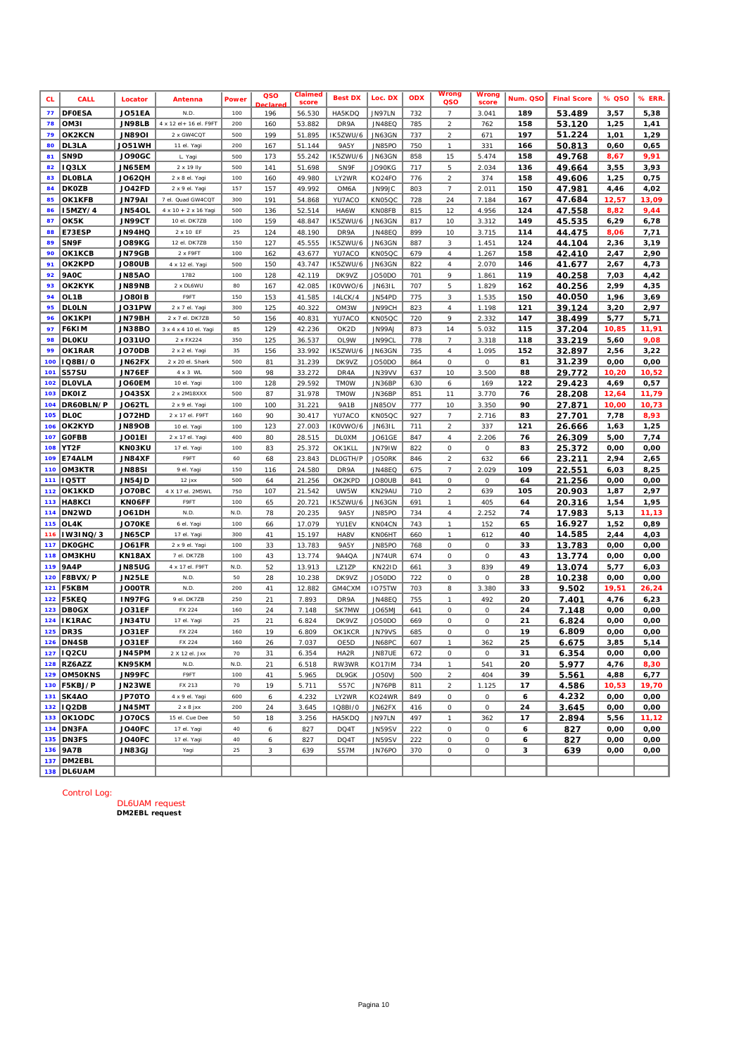| CL. | CALL | Locator | Antenna | Power | QSO Declared | Claimed score | Best DX | Loc. DX | ODX | Wrong QSO | Wrong score | Num. QSO | Final Score | % QSO | % ERR. |
|---|---|---|---|---|---|---|---|---|---|---|---|---|---|---|---|
| 77 | DF0ESA | JO51EA | N.D. | 100 | 196 | 56.530 | HA5KDQ | JN97LN | 732 | 7 | 3.041 | 189 | 53.489 | 3,57 | 5,38 |
| 78 | OM3I | JN98LB | 4 x 12 el+ 16 el. F9FT | 200 | 160 | 53.882 | DR9A | JN48EQ | 785 | 2 | 762 | 158 | 53.120 | 1,25 | 1,41 |
| 79 | OK2KCN | JN89OI | 2 x GW4CQT | 500 | 199 | 51.895 | IK5ZWU/6 | JN63GN | 737 | 2 | 671 | 197 | 51.224 | 1,01 | 1,29 |
| 80 | DL3LA | JO51WH | 11 el. Yagi | 200 | 167 | 51.144 | 9A5Y | JN85PO | 750 | 1 | 331 | 166 | 50.813 | 0,60 | 0,65 |
| 81 | SN9D | JO90GC | L. Yagi | 500 | 173 | 55.242 | IK5ZWU/6 | JN63GN | 858 | 15 | 5.474 | 158 | 49.768 | 8,67 | 9,91 |
| 82 | IQ3LX | JN65EM | 2 x 19 Ily | 500 | 141 | 51.698 | SN9F | JO90KG | 717 | 5 | 2.034 | 136 | 49.664 | 3,55 | 3,93 |
| 83 | DL0BLA | JO62QH | 2 x 8 el. Yagi | 100 | 160 | 49.980 | LY2WR | KO24FO | 776 | 2 | 374 | 158 | 49.606 | 1,25 | 0,75 |
| 84 | DK0ZB | JO42FD | 2 x 9 el. Yagi | 157 | 157 | 49.992 | OM6A | JN99JC | 803 | 7 | 2.011 | 150 | 47.981 | 4,46 | 4,02 |
| 85 | OK1KFB | JN79AI | 7 el. Quad GW4CQT | 300 | 191 | 54.868 | YU7ACO | KN05QC | 728 | 24 | 7.184 | 167 | 47.684 | 12,57 | 13,09 |
| 86 | I5MZY/4 | JN54OL | 4 x 10 + 2 x 16 Yagi | 500 | 136 | 52.514 | HA6W | KN08FB | 815 | 12 | 4.956 | 124 | 47.558 | 8,82 | 9,44 |
| 87 | OK5K | JN99CT | 10 el. DK7ZB | 100 | 159 | 48.847 | IK5ZWU/6 | JN63GN | 817 | 10 | 3.312 | 149 | 45.535 | 6,29 | 6,78 |
| 88 | E73ESP | JN94HQ | 2 x 10 EF | 25 | 124 | 48.190 | DR9A | JN48EQ | 899 | 10 | 3.715 | 114 | 44.475 | 8,06 | 7,71 |
| 89 | SN9F | JO89KG | 12 el. DK7ZB | 150 | 127 | 45.555 | IK5ZWU/6 | JN63GN | 887 | 3 | 1.451 | 124 | 44.104 | 2,36 | 3,19 |
| 90 | OK1KCB | JN79GB | 2 x F9FT | 100 | 162 | 43.677 | YU7ACO | KN05QC | 679 | 4 | 1.267 | 158 | 42.410 | 2,47 | 2,90 |
| 91 | OK2KPD | JO80UB | 4 x 12 el. Yagi | 500 | 150 | 43.747 | IK5ZWU/6 | JN63GN | 822 | 4 | 2.070 | 146 | 41.677 | 2,67 | 4,73 |
| 92 | 9A0C | JN85AO | 17B2 | 100 | 128 | 42.119 | DK9VZ | JO50DO | 701 | 9 | 1.861 | 119 | 40.258 | 7,03 | 4,42 |
| 93 | OK2KYK | JN89NB | 2 x DL6WU | 80 | 167 | 42.085 | IK0VWO/6 | JN63IL | 707 | 5 | 1.829 | 162 | 40.256 | 2,99 | 4,35 |
| 94 | OL1B | JO80IB | F9FT | 150 | 153 | 41.585 | I4LCK/4 | JN54PD | 775 | 3 | 1.535 | 150 | 40.050 | 1,96 | 3,69 |
| 95 | DL0LN | JO31PW | 2 x 7 el. Yagi | 300 | 125 | 40.322 | OM3W | JN99CH | 823 | 4 | 1.198 | 121 | 39.124 | 3,20 | 2,97 |
| 96 | OK1KPI | JN79BH | 2 x 7 el. DK7ZB | 50 | 156 | 40.831 | YU7ACO | KN05QC | 720 | 9 | 2.332 | 147 | 38.499 | 5,77 | 5,71 |
| 97 | F6KIM | JN38BO | 3 x 4 x 4 x 10 el. Yagi | 85 | 129 | 42.236 | OK2D | JN99AJ | 873 | 14 | 5.032 | 115 | 37.204 | 10,85 | 11,91 |
| 98 | DL0KU | JO31UO | 2 x FX224 | 350 | 125 | 36.537 | OL9W | JN99CL | 778 | 7 | 3.318 | 118 | 33.219 | 5,60 | 9,08 |
| 99 | OK1RAR | JO70DB | 2 x 2 el. Yagi | 35 | 156 | 33.992 | IK5ZWU/6 | JN63GN | 735 | 4 | 1.095 | 152 | 32.897 | 2,56 | 3,22 |
| 100 | IQ8BI/0 | JN62FX | 2 x 20 el. Shark | 500 | 81 | 31.239 | DK9VZ | JO50DO | 864 | 0 | 0 | 81 | 31.239 | 0,00 | 0,00 |
| 101 | S57SU | JN76EF | 4 x 3 WL | 500 | 98 | 33.272 | DR4A | JN39VV | 637 | 10 | 3.500 | 88 | 29.772 | 10,20 | 10,52 |
| 102 | DL0VLA | JO60EM | 10 el. Yagi | 100 | 128 | 29.592 | TM0W | JN36BP | 630 | 6 | 169 | 122 | 29.423 | 4,69 | 0,57 |
| 103 | DK0IZ | JO43SX | 2 x 2M18XXX | 500 | 87 | 31.978 | TM0W | JN36BP | 851 | 11 | 3.770 | 76 | 28.208 | 12,64 | 11,79 |
| 104 | DR60BLN/P | JO62TL | 2 x 9 el. Yagi | 100 | 100 | 31.221 | 9A1B | JN85OV | 777 | 10 | 3.350 | 90 | 27.871 | 10,00 | 10,73 |
| 105 | DL0C | JO72HD | 2 x 17 el. F9FT | 160 | 90 | 30.417 | YU7ACO | KN05QC | 927 | 7 | 2.716 | 83 | 27.701 | 7,78 | 8,93 |
| 106 | OK2KYD | JN89OB | 10 el. Yagi | 100 | 123 | 27.003 | IK0VWO/6 | JN63IL | 711 | 2 | 337 | 121 | 26.666 | 1,63 | 1,25 |
| 107 | G0FBB | JO01EI | 2 x 17 el. Yagi | 400 | 80 | 28.515 | DL0XM | JO61GE | 847 | 4 | 2.206 | 76 | 26.309 | 5,00 | 7,74 |
| 108 | YT2F | KN03KU | 17 el. Yagi | 100 | 83 | 25.372 | OK1KLL | JN79IW | 822 | 0 | 0 | 83 | 25.372 | 0,00 | 0,00 |
| 109 | E74ALM | JN84XF | F9FT | 60 | 68 | 23.843 | DL0GTH/P | JO50RK | 846 | 2 | 632 | 66 | 23.211 | 2,94 | 2,65 |
| 110 | OM3KTR | JN88SI | 9 el. Yagi | 150 | 116 | 24.580 | DR9A | JN48EQ | 675 | 7 | 2.029 | 109 | 22.551 | 6,03 | 8,25 |
| 111 | IQ5TT | JN54JD | 12 jxx | 500 | 64 | 21.256 | OK2KPD | JO80UB | 841 | 0 | 0 | 64 | 21.256 | 0,00 | 0,00 |
| 112 | OK1KKD | JO70BC | 4 X 17 el. 2M5WL | 750 | 107 | 21.542 | UW5W | KN29AU | 710 | 2 | 639 | 105 | 20.903 | 1,87 | 2,97 |
| 113 | HA8KCI | KN06FF | F9FT | 100 | 65 | 20.721 | IK5ZWU/6 | JN63GN | 691 | 1 | 405 | 64 | 20.316 | 1,54 | 1,95 |
| 114 | DN2WD | JO61DH | N.D. | N.D. | 78 | 20.235 | 9A5Y | JN85PO | 734 | 4 | 2.252 | 74 | 17.983 | 5,13 | 11,13 |
| 115 | OL4K | JO70KE | 6 el. Yagi | 100 | 66 | 17.079 | YU1EV | KN04CN | 743 | 1 | 152 | 65 | 16.927 | 1,52 | 0,89 |
| 116 | IW3INQ/3 | JN65CP | 17 el. Yagi | 300 | 41 | 15.197 | HA8V | KN06HT | 660 | 1 | 612 | 40 | 14.585 | 2,44 | 4,03 |
| 117 | DK0GHC | JO61FR | 2 x 9 el. Yagi | 100 | 33 | 13.783 | 9A5Y | JN85PO | 768 | 0 | 0 | 33 | 13.783 | 0,00 | 0,00 |
| 118 | OM3KHU | KN18AX | 7 el. DK7ZB | 100 | 43 | 13.774 | 9A4QA | JN74UR | 674 | 0 | 0 | 43 | 13.774 | 0,00 | 0,00 |
| 119 | 9A4P | JN85UG | 4 x 17 el. F9FT | N.D. | 52 | 13.913 | LZ1ZP | KN22ID | 661 | 3 | 839 | 49 | 13.074 | 5,77 | 6,03 |
| 120 | F8BVX/P | JN25LE | N.D. | 50 | 28 | 10.238 | DK9VZ | JO50DO | 722 | 0 | 0 | 28 | 10.238 | 0,00 | 0,00 |
| 121 | F5KBM | JO00TR | N.D. | 200 | 41 | 12.882 | GM4CXM | IO75TW | 703 | 8 | 3.380 | 33 | 9.502 | 19,51 | 26,24 |
| 122 | F5KEQ | IN97FG | 9 el. DK7ZB | 250 | 21 | 7.893 | DR9A | JN48EQ | 755 | 1 | 492 | 20 | 7.401 | 4,76 | 6,23 |
| 123 | DB0GX | JO31EF | FX 224 | 160 | 24 | 7.148 | SK7MW | JO65MJ | 641 | 0 | 0 | 24 | 7.148 | 0,00 | 0,00 |
| 124 | IK1RAC | JN34TU | 17 el. Yagi | 25 | 21 | 6.824 | DK9VZ | JO50DO | 669 | 0 | 0 | 21 | 6.824 | 0,00 | 0,00 |
| 125 | DR3S | JO31EF | FX 224 | 160 | 19 | 6.809 | OK1KCR | JN79VS | 685 | 0 | 0 | 19 | 6.809 | 0,00 | 0,00 |
| 126 | DN4SB | JO31EF | FX 224 | 160 | 26 | 7.037 | OE5D | JN68PC | 607 | 1 | 362 | 25 | 6.675 | 3,85 | 5,14 |
| 127 | IQ2CU | JN45PM | 2 X 12 el. Jxx | 70 | 31 | 6.354 | HA2R | JN87UE | 672 | 0 | 0 | 31 | 6.354 | 0,00 | 0,00 |
| 128 | RZ6AZZ | KN95KM | N.D. | N.D. | 21 | 6.518 | RW3WR | KO17IM | 734 | 1 | 541 | 20 | 5.977 | 4,76 | 8,30 |
| 129 | OM50KNS | JN99FC | F9FT | 100 | 41 | 5.965 | DL9GK | JO50VJ | 500 | 2 | 404 | 39 | 5.561 | 4,88 | 6,77 |
| 130 | F5KBJ/P | JN23WE | FX 213 | 70 | 19 | 5.711 | S57C | JN76PB | 811 | 2 | 1.125 | 17 | 4.586 | 10,53 | 19,70 |
| 131 | SK4AO | JP70TO | 4 x 9 el. Yagi | 600 | 6 | 4.232 | LY2WR | KO24WR | 849 | 0 | 0 | 6 | 4.232 | 0,00 | 0,00 |
| 132 | IQ2DB | JN45MT | 2 x 8 jxx | 200 | 24 | 3.645 | IQ8BI/0 | JN62FX | 416 | 0 | 0 | 24 | 3.645 | 0,00 | 0,00 |
| 133 | OK1ODC | JO70CS | 15 el. Cue Dee | 50 | 18 | 3.256 | HA5KDQ | JN97LN | 497 | 1 | 362 | 17 | 2.894 | 5,56 | 11,12 |
| 134 | DN3FA | JO40FC | 17 el. Yagi | 40 | 6 | 827 | DQ4T | JN59SV | 222 | 0 | 0 | 6 | 827 | 0,00 | 0,00 |
| 135 | DN3FS | JO40FC | 17 el. Yagi | 40 | 6 | 827 | DQ4T | JN59SV | 222 | 0 | 0 | 6 | 827 | 0,00 | 0,00 |
| 136 | 9A7B | JN83GJ | Yagi | 25 | 3 | 639 | S57M | JN76PO | 370 | 0 | 0 | 3 | 639 | 0,00 | 0,00 |
| 137 | DM2EBL | | | | | | | | | | | | | | |
| 138 | DL6UAM | | | | | | | | | | | | | | |

Control Log:

DL6UAM request
**DM2EBL request**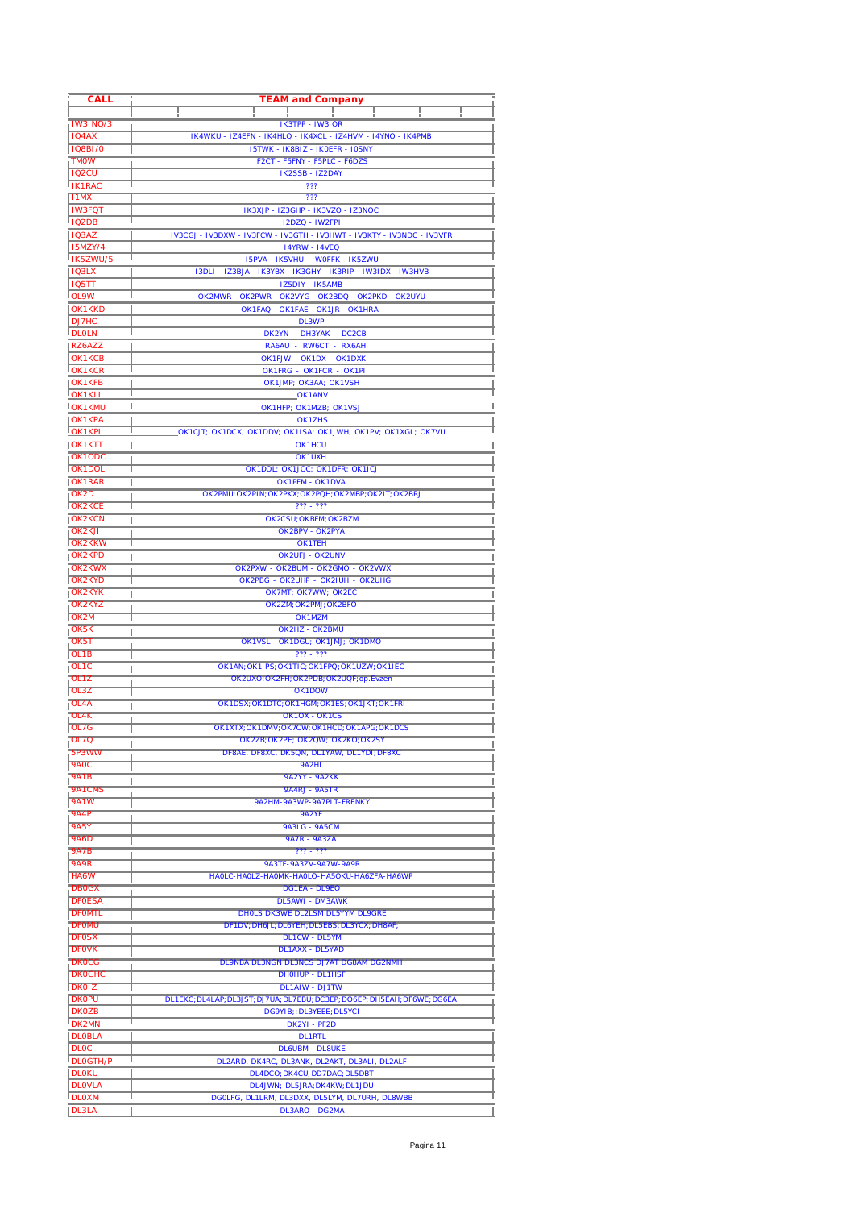| CALL | TEAM and Company |
|---|---|
| IW3INQ/3 | IK3TPP - IW3IOR |
| IQ4AX | IK4WKU - IZ4EFN - IK4HLQ - IK4XCL - IZ4HVM - I4YNO - IK4PMB |
| IQ8BI/0 | I5TWK - IK8BIZ - IK0EFR - I0SNY |
| TM0W | F2CT - F5FNY - F5PLC - F6DZS |
| IQ2CU | IK2SSB - IZ2DAY |
| IK1RAC | ??? |
| I1MXI | ??? |
| IW3FQT | IK3XJP - IZ3GHP - IK3VZO - IZ3NOC |
| IQ2DB | I2DZQ - IW2FPI |
| IQ3AZ | IV3CGJ - IV3DXW - IV3FCW - IV3GTH - IV3HWT - IV3KTY - IV3NDC - IV3VFR |
| I5MZY/4 | I4YRW - I4VEQ |
| IK5ZWU/5 | I5PVA - IK5VHU - IW0FFK - IK5ZWU |
| IQ3LX | I3DLI - IZ3BJA - IK3YBX - IK3GHY - IK3RIP - IW3IDX - IW3HVB |
| IQ5TT | IZ5DIY - IK5AMB |
| OL9W | OK2MWR - OK2PWR - OK2VYG - OK2BDQ - OK2PKD - OK2UYU |
| OK1KKD | OK1FAQ - OK1FAE - OK1JR - OK1HRA |
| DJ7HC | DL3WP |
| DL0LN | DK2YN - DH3YAK - DC2CB |
| RZ6AZZ | RA6AU - RW6CT - RX6AH |
| OK1KCB | OK1FJW - OK1DX - OK1DXK |
| OK1KCR | OK1FRG - OK1FCR - OK1PI |
| OK1KFB | OK1JMP; OK3AA; OK1VSH |
| OK1KLL | OK1ANV |
| OK1KMU | OK1HFP; OK1MZB; OK1VSJ |
| OK1KPA | OK1ZHS |
| OK1KPI | OK1CJT; OK1DCX; OK1DDV; OK1ISA; OK1JWH; OK1PV; OK1XGL; OK7VU |
| OK1KTT | OK1HCU |
| OK1ODC | OK1UXH |
| OK1DOL | OK1DOL; OK1JOC; OK1DFR; OK1ICJ |
| OK1RAR | OK1PFM - OK1DVA |
| OK2D | OK2PMU;OK2PIN;OK2PKX;OK2PQH;OK2MBP;OK2IT;OK2BRJ |
| OK2KCE | ??? - ??? |
| OK2KCN | OK2CSU;OKBFM;OK2BZM |
| OK2KJT | OK2BPV - OK2PYA |
| OK2KKW | OK1TEH |
| OK2KPD | OK2UFJ - OK2UNV |
| OK2KWX | OK2PXW - OK2BUM - OK2GMO - OK2VWX |
| OK2KYD | OK2PBG - OK2UHP - OK2IUH - OK2UHG |
| OK2KYK | OK7MT; OK7WW; OK2EC |
| OK2KYZ | OK2ZM;OK2PMJ;OK2BFO |
| OK2M | OK1MZM |
| OK5K | OK2HZ - OK2BMU |
| OK5T | OK1VSL - OK1DGU; OK1JMJ; OK1DMO |
| OL1B | ??? - ??? |
| OL1C | OK1AN;OK1IPS;OK1TIC;OK1FPQ;OK1UZW;OK1IEC |
| OL1Z | OK2UXO;OK2FH;OK2PDB;OK2UQF;op.Evzen |
| OL3Z | OK1DOW |
| OL4A | OK1DSX;OK1DTC;OK1HGM;OK1ES;OK1JKT;OK1FRI |
| OL4K | OK1OX - OK1CS |
| OL7G | OK1XTX;OK1DMV;OK7CW;OK1HCD;OK1APG;OK1DCS |
| OL7Q | OK2ZB;OK2PE; OK2QW; OK2KO;OK2SY |
| SP3WW | DF8AE, DF8XC, DK5QN, DL1YAW, DL1YDI;DF8XC |
| 9A0C | 9A2HI |
| 9A1B | 9A2YY - 9A2KK |
| 9A1CMS | 9A4RJ - 9A5TR |
| 9A1W | 9A2HM-9A3WP-9A7PLT-FRENKY |
| 9A4P | 9A2YF |
| 9A5Y | 9A3LG - 9A5CM |
| 9A6D | 9A7R - 9A3ZA |
| 9A7B | ??? - ??? |
| 9A9R | 9A3TF-9A3ZV-9A7W-9A9R |
| HA6W | HA0LC-HA0LZ-HA0MK-HA0LO-HA5OKU-HA6ZFA-HA6WP |
| DB0GX | DG1EA - DL9EO |
| DF0ESA | DL5AWI - DM3AWK |
| DF0MTL | DH0LS DK3WE DL2LSM DL5YYM DL9GRE |
| DF0MU | DF1DV;DH6JL;DL6YEH;DL5EBS;DL3YCX;DH8AF; |
| DF0SX | DL1CW - DL5YM |
| DF0VK | DL1AXX - DL5YAD |
| DK0CG | DL9NBA DL3NGN DL3NCS DJ7AT DG8AM DG2NMH |
| DK0GHC | DH0HUP - DL1HSF |
| DK0IZ | DL1AIW - DJ1TW |
| DK0PU | DL1EKC;DL4LAP;DL3JST;DJ7UA;DL7EBU;DC3EP;DO6EP;DH5EAH;DF6WE;DG6EA |
| DK0ZB | DG9YIB;;DL3YEEE;DL5YCI |
| DK2MN | DK2YI - PF2D |
| DL0BLA | DL1RTL |
| DL0C | DL6UBM - DL8UKE |
| DL0GTH/P | DL2ARD, DK4RC, DL3ANK, DL2AKT, DL3ALI, DL2ALF |
| DL0KU | DL4DCO;DK4CU;DD7DAC;DL5DBT |
| DL0VLA | DL4JWN; DL5JRA;DK4KW;DL1JDU |
| DL0XM | DG0LFG, DL1LRM, DL3DXX, DL5LYM, DL7URH, DL8WBB |
| DL3LA | DL3ARO - DG2MA |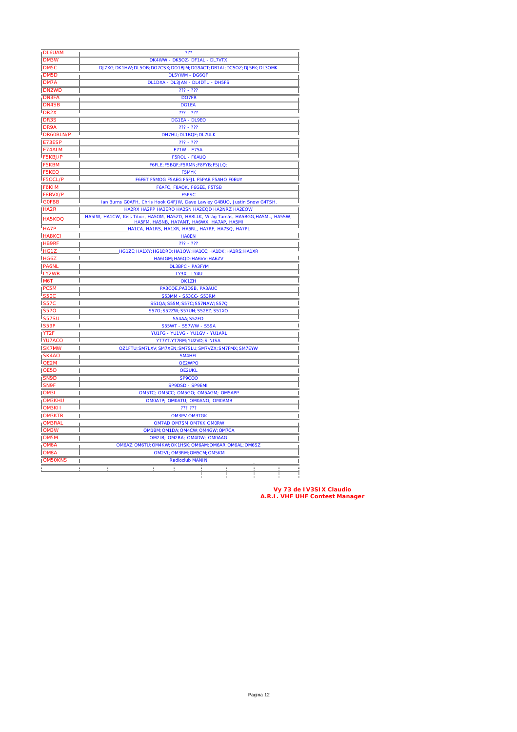| | |
|---|---|
| DL6UAM | ??? |
| DM3W | DK4WW - DK5OZ- DF1AL - DL7VTX |
| DM5C | DJ7XG; DK1HW; DL5OB; DO7CSX; DO1BJM; DG9ACT; DB1AI; DC5OZ; DJ5FK; DL3OMK |
| DM5D | DL5YWM - DG6QF |
| DM7A | DL1DXA - DL3JAN - DL4DTU - DH5FS |
| DN2WD | ??? - ??? |
| DN3FA | DO7FR |
| DN4SB | DG1EA |
| DR2X | ??? - ??? |
| DR3S | DG1EA - DL9EO |
| DR9A | ??? - ??? |
| DR60BLN/P | DH7HU; DL1BQF; DL7ULK |
| E73ESP | ??? - ??? |
| E74ALM | E71W - E75A |
| F5KBJ/P | F5ROL - F6AUQ |
| F5KBM | F6FLE; F5BQF; F5RMN; F8FYB; F5JLQ; |
| F5KEQ | F5MYK |
| F5OCL/P | F6FET F5MOG F5AEG F5FJL F5PAB F5AHO F0EUY |
| F6KIM | F6AFC, F8AQK, F6GEE, F5TSB |
| F8BVX/P | F5PSC |
| G0FBB | Ian Burns G0AFH, Chris Hook G4FJW, Dave Lawley G4BUO, Justin Snow G4TSH. |
| HA2R | HA2RX HA2PP HA2ERO HA2SN HA2EQD HA2NRZ HA2EOW |
| HA5KDQ | HA5IW, HA1CW, Kiss Tibor, HA5OM, HA5ZD, HA8LLK, Virág Tamás, HA5BGG,HA5ML, HA5SW, HA5FM, HA5NB, HA7ANT, HA6WX, HA7AP, HA5MI |
| HA7P | HA1CA, HA1RS, HA1XR, HA5RL, HA7RF, HA7SQ, HA7PL |
| HA8KCI | HA8EN |
| HB9RF | ??? - ??? |
| HG1Z | HG1ZE; HA1XY; HG1DRD; HA1QW; HA1CC; HA1DK; HA1RS; HA1XR |
| HG6Z | HA6IGM; HA6QD; HA6VV; HA6ZV |
| PA6NL | DL3BPC - PA3FYM |
| LY2WR | LY3X - LY4U |
| M6T | OK1ZH |
| PC5M | PA3CQE,PA3DSB, PA3AUC |
| S50C | S53MM - S53CC- S53RM |
| S57C | S51QA; S55M; S57C; S57NAW; S57Q |
| S57O | S57O; S52ZW; S57UN; S52EZ; S51XO |
| S57SU | S54AA; S52FO |
| S59P | S55WT - S57WW - S59A |
| YT2F | YU1FG - YU1GV - YU1ARL |
| YU7ACO | YT7YT.YT7RM; YU2VD; SINISA |
| SK7MW | OZ1FTU; SM7LXV; SM7XEN; SM7SLU; SM7VZX; SM7FMX; SM7EYW |
| SK4AO | SM4HFI |
| OE2M | OE2WPO |
| OE5D | OE2UKL |
| SN9D | SP9COO |
| SN9F | SP9DSD - SP9EMI |
| OM3I | OM5TC; OM5CC; OM5GO; OM5AGM; OM5APP |
| OM3KHU | OM0ATP; OM0ATU; OM0ANO; OM0AMB |
| OM3KII | ??? ??? |
| OM3KTR | OM3PV OM3TGK |
| OM3RAL | OM7AD OM7SM OM7KK OM0RW |
| OM3W | OM1BM; OM1DA; OM4CW; OM4GW; OM7CA |
| OM5M | OM2IB; OM2RA; OM4DW; OM0AAG |
| OM6A | OM6AZ; OM6TU; OM4KW; OK1HSK; OM6AM; OM6AR; OM6AL; OM6SZ |
| OM8A | OM2VL; OM3RM; OM5CM; OM5KM |
| OM50KNS | Radioclub MANIN |

**Vy 73 de IV3SIX Claudio**
**A.R.I. VHF UHF Contest Manager**